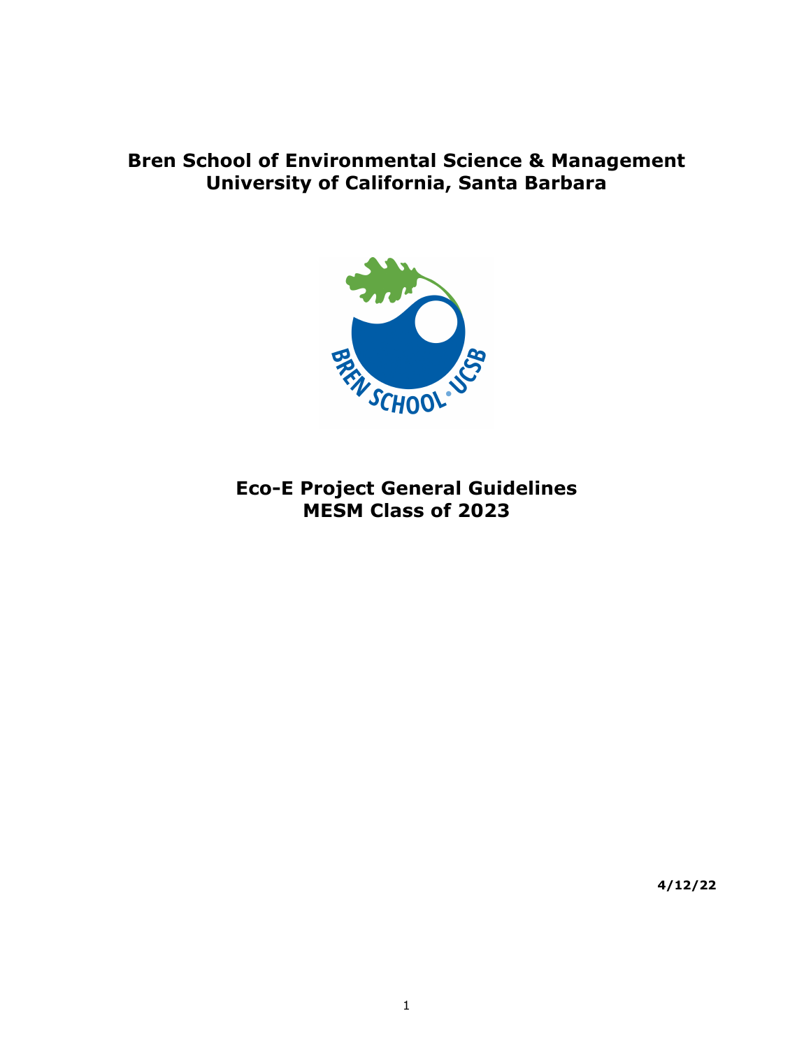# Bren School of Environmental Science & Management
# University of California, Santa Barbara

# Eco-E Project General Guidelines
# MESM Class of 2023

**4/12/22**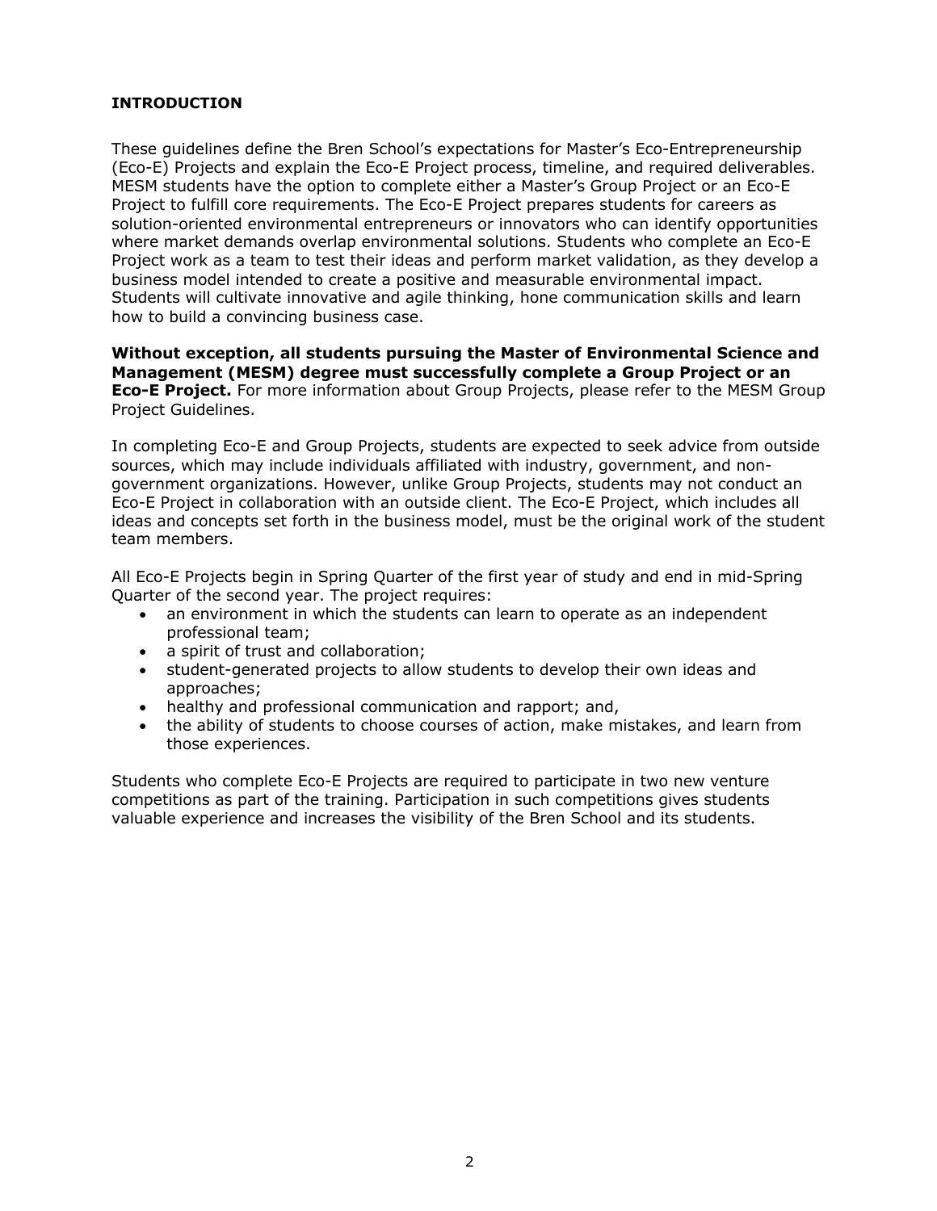## INTRODUCTION

These guidelines define the Bren School's expectations for Master's Eco-Entrepreneurship (Eco-E) Projects and explain the Eco-E Project process, timeline, and required deliverables. MESM students have the option to complete either a Master's Group Project or an Eco-E Project to fulfill core requirements. The Eco-E Project prepares students for careers as solution-oriented environmental entrepreneurs or innovators who can identify opportunities where market demands overlap environmental solutions. Students who complete an Eco-E Project work as a team to test their ideas and perform market validation, as they develop a business model intended to create a positive and measurable environmental impact. Students will cultivate innovative and agile thinking, hone communication skills and learn how to build a convincing business case.

**Without exception, all students pursuing the Master of Environmental Science and Management (MESM) degree must successfully complete a Group Project or an Eco-E Project.** For more information about Group Projects, please refer to the MESM Group Project Guidelines.

In completing Eco-E and Group Projects, students are expected to seek advice from outside sources, which may include individuals affiliated with industry, government, and non-government organizations. However, unlike Group Projects, students may not conduct an Eco-E Project in collaboration with an outside client. The Eco-E Project, which includes all ideas and concepts set forth in the business model, must be the original work of the student team members.

All Eco-E Projects begin in Spring Quarter of the first year of study and end in mid-Spring Quarter of the second year. The project requires:

- an environment in which the students can learn to operate as an independent professional team;
- a spirit of trust and collaboration;
- student-generated projects to allow students to develop their own ideas and approaches;
- healthy and professional communication and rapport; and,
- the ability of students to choose courses of action, make mistakes, and learn from those experiences.

Students who complete Eco-E Projects are required to participate in two new venture competitions as part of the training. Participation in such competitions gives students valuable experience and increases the visibility of the Bren School and its students.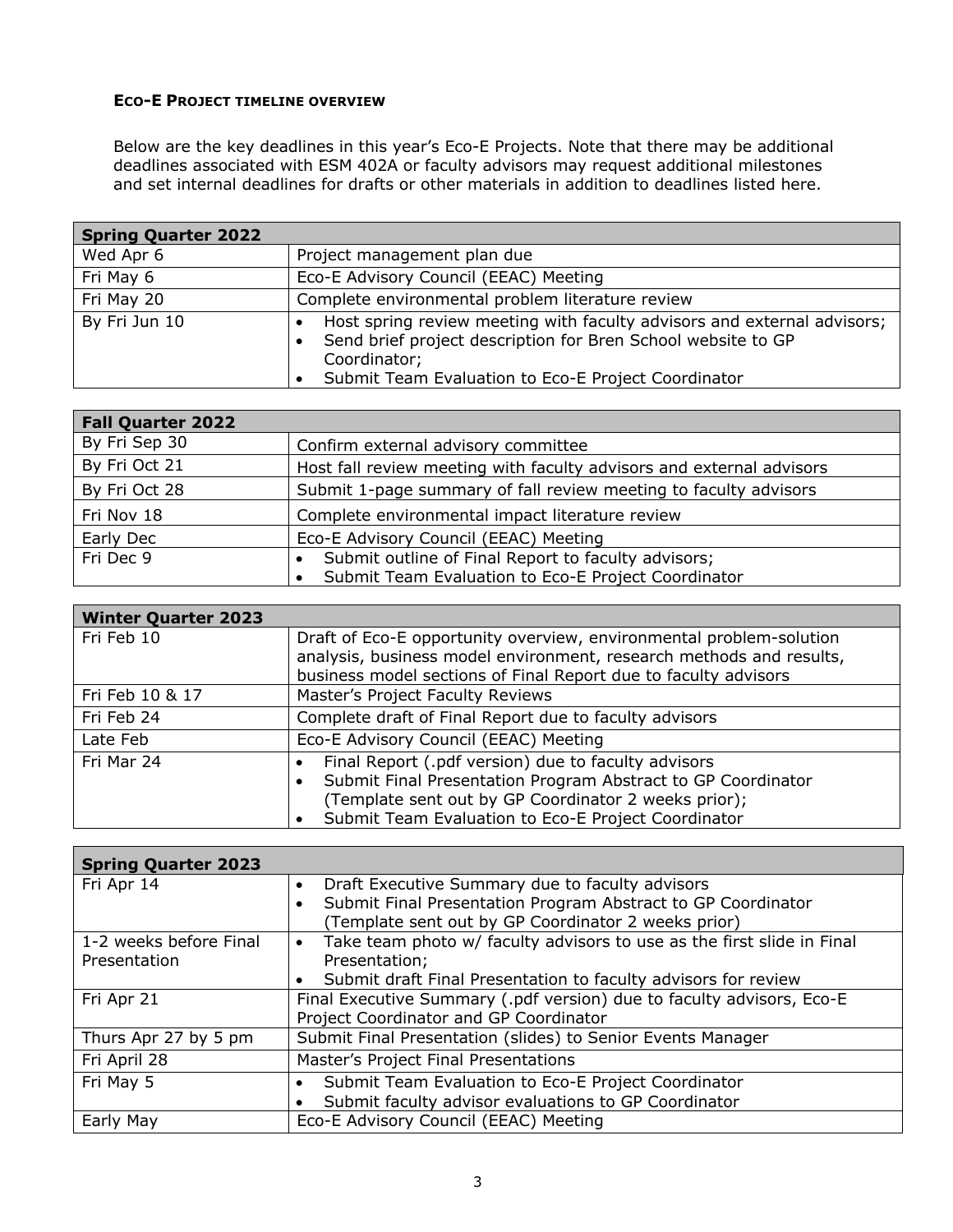### ECO-E PROJECT TIMELINE OVERVIEW

Below are the key deadlines in this year's Eco-E Projects. Note that there may be additional deadlines associated with ESM 402A or faculty advisors may request additional milestones and set internal deadlines for drafts or other materials in addition to deadlines listed here.

| Spring Quarter 2022 | |
|---|---|
| Wed Apr 6 | Project management plan due |
| Fri May 6 | Eco-E Advisory Council (EEAC) Meeting |
| Fri May 20 | Complete environmental problem literature review |
| By Fri Jun 10 | • Host spring review meeting with faculty advisors and external advisors;<br>• Send brief project description for Bren School website to GP Coordinator;<br>• Submit Team Evaluation to Eco-E Project Coordinator |

| Fall Quarter 2022 | |
|---|---|
| By Fri Sep 30 | Confirm external advisory committee |
| By Fri Oct 21 | Host fall review meeting with faculty advisors and external advisors |
| By Fri Oct 28 | Submit 1-page summary of fall review meeting to faculty advisors |
| Fri Nov 18 | Complete environmental impact literature review |
| Early Dec | Eco-E Advisory Council (EEAC) Meeting |
| Fri Dec 9 | • Submit outline of Final Report to faculty advisors;<br>• Submit Team Evaluation to Eco-E Project Coordinator |

| Winter Quarter 2023 | |
|---|---|
| Fri Feb 10 | Draft of Eco-E opportunity overview, environmental problem-solution analysis, business model environment, research methods and results, business model sections of Final Report due to faculty advisors |
| Fri Feb 10 & 17 | Master's Project Faculty Reviews |
| Fri Feb 24 | Complete draft of Final Report due to faculty advisors |
| Late Feb | Eco-E Advisory Council (EEAC) Meeting |
| Fri Mar 24 | • Final Report (.pdf version) due to faculty advisors<br>• Submit Final Presentation Program Abstract to GP Coordinator (Template sent out by GP Coordinator 2 weeks prior);<br>• Submit Team Evaluation to Eco-E Project Coordinator |

| Spring Quarter 2023 | |
|---|---|
| Fri Apr 14 | • Draft Executive Summary due to faculty advisors<br>• Submit Final Presentation Program Abstract to GP Coordinator (Template sent out by GP Coordinator 2 weeks prior) |
| 1-2 weeks before Final Presentation | • Take team photo w/ faculty advisors to use as the first slide in Final Presentation;<br>• Submit draft Final Presentation to faculty advisors for review |
| Fri Apr 21 | Final Executive Summary (.pdf version) due to faculty advisors, Eco-E Project Coordinator and GP Coordinator |
| Thurs Apr 27 by 5 pm | Submit Final Presentation (slides) to Senior Events Manager |
| Fri April 28 | Master's Project Final Presentations |
| Fri May 5 | • Submit Team Evaluation to Eco-E Project Coordinator<br>• Submit faculty advisor evaluations to GP Coordinator |
| Early May | Eco-E Advisory Council (EEAC) Meeting |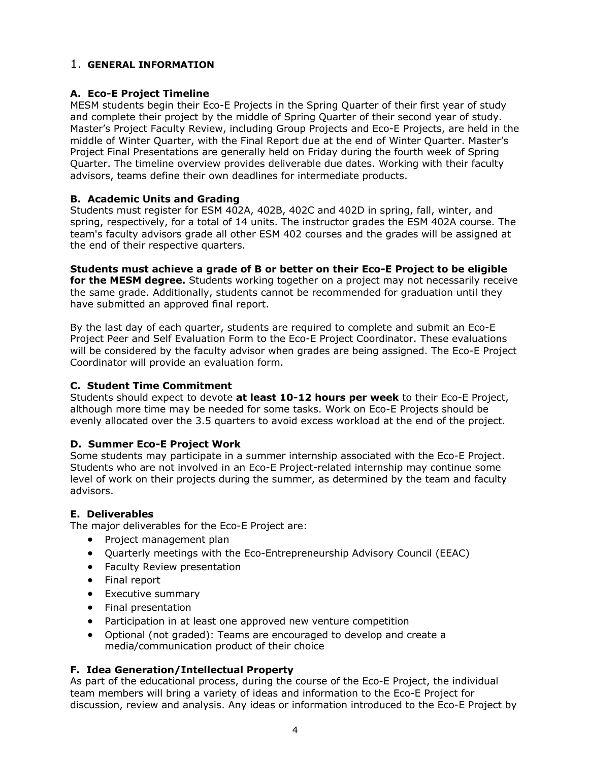# 1. GENERAL INFORMATION

### A. Eco-E Project Timeline

MESM students begin their Eco-E Projects in the Spring Quarter of their first year of study and complete their project by the middle of Spring Quarter of their second year of study. Master's Project Faculty Review, including Group Projects and Eco-E Projects, are held in the middle of Winter Quarter, with the Final Report due at the end of Winter Quarter. Master's Project Final Presentations are generally held on Friday during the fourth week of Spring Quarter. The timeline overview provides deliverable due dates. Working with their faculty advisors, teams define their own deadlines for intermediate products.

### B. Academic Units and Grading

Students must register for ESM 402A, 402B, 402C and 402D in spring, fall, winter, and spring, respectively, for a total of 14 units. The instructor grades the ESM 402A course. The team's faculty advisors grade all other ESM 402 courses and the grades will be assigned at the end of their respective quarters.

**Students must achieve a grade of B or better on their Eco-E Project to be eligible for the MESM degree.** Students working together on a project may not necessarily receive the same grade. Additionally, students cannot be recommended for graduation until they have submitted an approved final report.

By the last day of each quarter, students are required to complete and submit an Eco-E Project Peer and Self Evaluation Form to the Eco-E Project Coordinator. These evaluations will be considered by the faculty advisor when grades are being assigned. The Eco-E Project Coordinator will provide an evaluation form.

### C. Student Time Commitment

Students should expect to devote **at least 10-12 hours per week** to their Eco-E Project, although more time may be needed for some tasks. Work on Eco-E Projects should be evenly allocated over the 3.5 quarters to avoid excess workload at the end of the project.

### D. Summer Eco-E Project Work

Some students may participate in a summer internship associated with the Eco-E Project. Students who are not involved in an Eco-E Project-related internship may continue some level of work on their projects during the summer, as determined by the team and faculty advisors.

### E. Deliverables

The major deliverables for the Eco-E Project are:

- Project management plan
- Quarterly meetings with the Eco-Entrepreneurship Advisory Council (EEAC)
- Faculty Review presentation
- Final report
- Executive summary
- Final presentation
- Participation in at least one approved new venture competition
- Optional (not graded): Teams are encouraged to develop and create a media/communication product of their choice

### F. Idea Generation/Intellectual Property

As part of the educational process, during the course of the Eco-E Project, the individual team members will bring a variety of ideas and information to the Eco-E Project for discussion, review and analysis. Any ideas or information introduced to the Eco-E Project by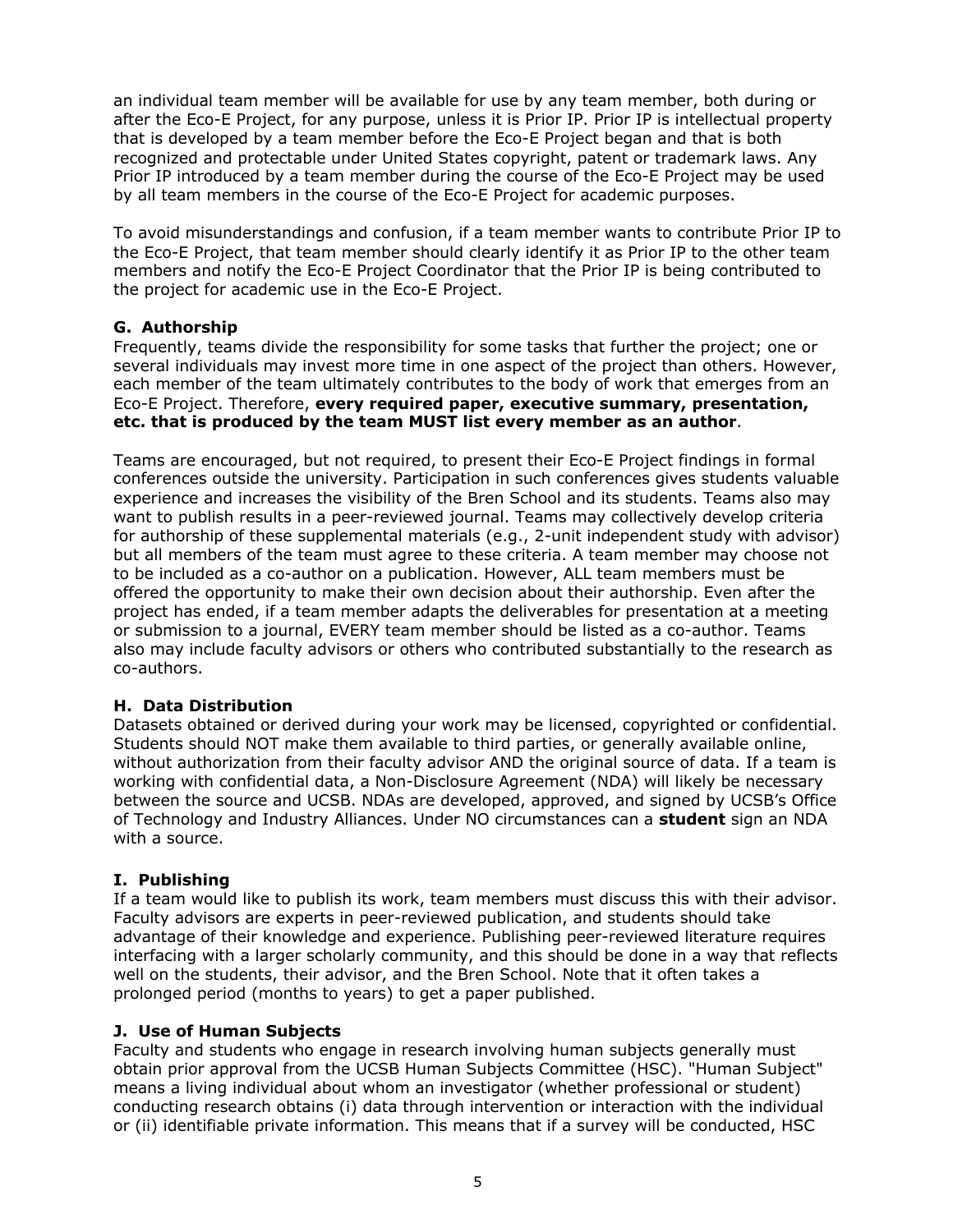an individual team member will be available for use by any team member, both during or after the Eco-E Project, for any purpose, unless it is Prior IP. Prior IP is intellectual property that is developed by a team member before the Eco-E Project began and that is both recognized and protectable under United States copyright, patent or trademark laws. Any Prior IP introduced by a team member during the course of the Eco-E Project may be used by all team members in the course of the Eco-E Project for academic purposes.

To avoid misunderstandings and confusion, if a team member wants to contribute Prior IP to the Eco-E Project, that team member should clearly identify it as Prior IP to the other team members and notify the Eco-E Project Coordinator that the Prior IP is being contributed to the project for academic use in the Eco-E Project.

### G. Authorship

Frequently, teams divide the responsibility for some tasks that further the project; one or several individuals may invest more time in one aspect of the project than others. However, each member of the team ultimately contributes to the body of work that emerges from an Eco-E Project. Therefore, **every required paper, executive summary, presentation, etc. that is produced by the team MUST list every member as an author**.

Teams are encouraged, but not required, to present their Eco-E Project findings in formal conferences outside the university. Participation in such conferences gives students valuable experience and increases the visibility of the Bren School and its students. Teams also may want to publish results in a peer-reviewed journal. Teams may collectively develop criteria for authorship of these supplemental materials (e.g., 2-unit independent study with advisor) but all members of the team must agree to these criteria. A team member may choose not to be included as a co-author on a publication. However, ALL team members must be offered the opportunity to make their own decision about their authorship. Even after the project has ended, if a team member adapts the deliverables for presentation at a meeting or submission to a journal, EVERY team member should be listed as a co-author. Teams also may include faculty advisors or others who contributed substantially to the research as co-authors.

### H. Data Distribution

Datasets obtained or derived during your work may be licensed, copyrighted or confidential. Students should NOT make them available to third parties, or generally available online, without authorization from their faculty advisor AND the original source of data. If a team is working with confidential data, a Non-Disclosure Agreement (NDA) will likely be necessary between the source and UCSB. NDAs are developed, approved, and signed by UCSB's Office of Technology and Industry Alliances. Under NO circumstances can a **student** sign an NDA with a source.

### I. Publishing

If a team would like to publish its work, team members must discuss this with their advisor. Faculty advisors are experts in peer-reviewed publication, and students should take advantage of their knowledge and experience. Publishing peer-reviewed literature requires interfacing with a larger scholarly community, and this should be done in a way that reflects well on the students, their advisor, and the Bren School. Note that it often takes a prolonged period (months to years) to get a paper published.

### J. Use of Human Subjects

Faculty and students who engage in research involving human subjects generally must obtain prior approval from the UCSB Human Subjects Committee (HSC). "Human Subject" means a living individual about whom an investigator (whether professional or student) conducting research obtains (i) data through intervention or interaction with the individual or (ii) identifiable private information. This means that if a survey will be conducted, HSC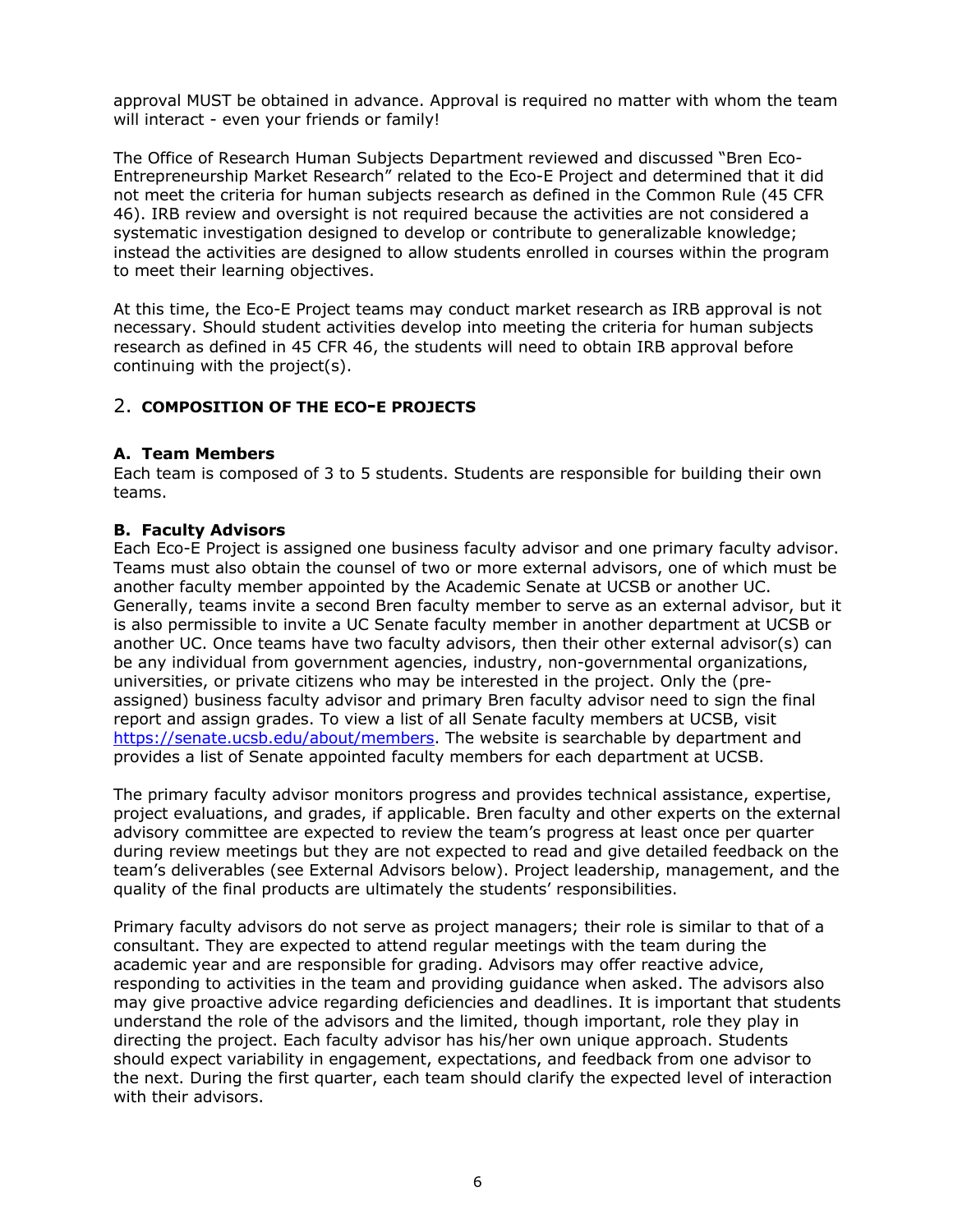approval MUST be obtained in advance. Approval is required no matter with whom the team will interact - even your friends or family!

The Office of Research Human Subjects Department reviewed and discussed "Bren Eco-Entrepreneurship Market Research" related to the Eco-E Project and determined that it did not meet the criteria for human subjects research as defined in the Common Rule (45 CFR 46). IRB review and oversight is not required because the activities are not considered a systematic investigation designed to develop or contribute to generalizable knowledge; instead the activities are designed to allow students enrolled in courses within the program to meet their learning objectives.

At this time, the Eco-E Project teams may conduct market research as IRB approval is not necessary. Should student activities develop into meeting the criteria for human subjects research as defined in 45 CFR 46, the students will need to obtain IRB approval before continuing with the project(s).

## 2. COMPOSITION OF THE ECO-E PROJECTS

### A. Team Members

Each team is composed of 3 to 5 students. Students are responsible for building their own teams.

### B. Faculty Advisors

Each Eco-E Project is assigned one business faculty advisor and one primary faculty advisor. Teams must also obtain the counsel of two or more external advisors, one of which must be another faculty member appointed by the Academic Senate at UCSB or another UC. Generally, teams invite a second Bren faculty member to serve as an external advisor, but it is also permissible to invite a UC Senate faculty member in another department at UCSB or another UC. Once teams have two faculty advisors, then their other external advisor(s) can be any individual from government agencies, industry, non-governmental organizations, universities, or private citizens who may be interested in the project. Only the (pre-assigned) business faculty advisor and primary Bren faculty advisor need to sign the final report and assign grades. To view a list of all Senate faculty members at UCSB, visit [https://senate.ucsb.edu/about/members](https://senate.ucsb.edu/about/members). The website is searchable by department and provides a list of Senate appointed faculty members for each department at UCSB.

The primary faculty advisor monitors progress and provides technical assistance, expertise, project evaluations, and grades, if applicable. Bren faculty and other experts on the external advisory committee are expected to review the team's progress at least once per quarter during review meetings but they are not expected to read and give detailed feedback on the team's deliverables (see External Advisors below). Project leadership, management, and the quality of the final products are ultimately the students' responsibilities.

Primary faculty advisors do not serve as project managers; their role is similar to that of a consultant. They are expected to attend regular meetings with the team during the academic year and are responsible for grading. Advisors may offer reactive advice, responding to activities in the team and providing guidance when asked. The advisors also may give proactive advice regarding deficiencies and deadlines. It is important that students understand the role of the advisors and the limited, though important, role they play in directing the project. Each faculty advisor has his/her own unique approach. Students should expect variability in engagement, expectations, and feedback from one advisor to the next. During the first quarter, each team should clarify the expected level of interaction with their advisors.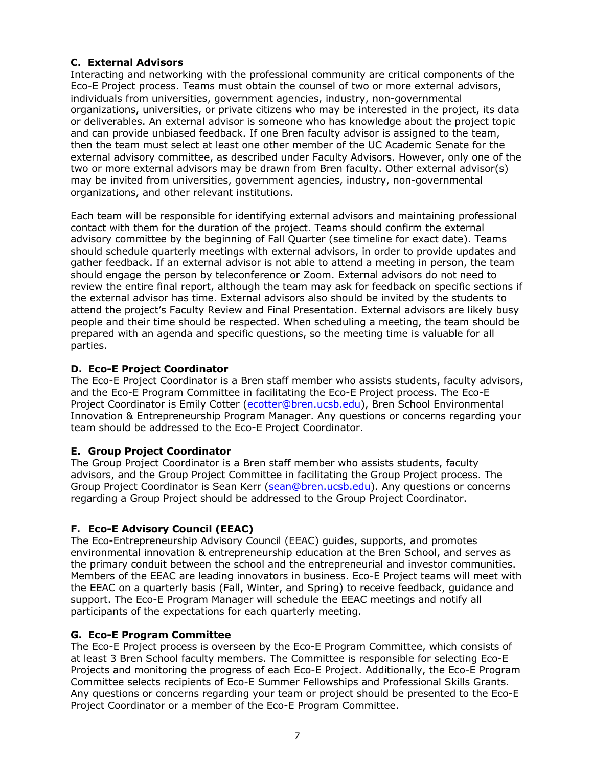### C. External Advisors

Interacting and networking with the professional community are critical components of the Eco-E Project process. Teams must obtain the counsel of two or more external advisors, individuals from universities, government agencies, industry, non-governmental organizations, universities, or private citizens who may be interested in the project, its data or deliverables. An external advisor is someone who has knowledge about the project topic and can provide unbiased feedback. If one Bren faculty advisor is assigned to the team, then the team must select at least one other member of the UC Academic Senate for the external advisory committee, as described under Faculty Advisors. However, only one of the two or more external advisors may be drawn from Bren faculty. Other external advisor(s) may be invited from universities, government agencies, industry, non-governmental organizations, and other relevant institutions.

Each team will be responsible for identifying external advisors and maintaining professional contact with them for the duration of the project. Teams should confirm the external advisory committee by the beginning of Fall Quarter (see timeline for exact date). Teams should schedule quarterly meetings with external advisors, in order to provide updates and gather feedback. If an external advisor is not able to attend a meeting in person, the team should engage the person by teleconference or Zoom. External advisors do not need to review the entire final report, although the team may ask for feedback on specific sections if the external advisor has time. External advisors also should be invited by the students to attend the project's Faculty Review and Final Presentation. External advisors are likely busy people and their time should be respected. When scheduling a meeting, the team should be prepared with an agenda and specific questions, so the meeting time is valuable for all parties.

### D. Eco-E Project Coordinator

The Eco-E Project Coordinator is a Bren staff member who assists students, faculty advisors, and the Eco-E Program Committee in facilitating the Eco-E Project process. The Eco-E Project Coordinator is Emily Cotter (ecotter@bren.ucsb.edu), Bren School Environmental Innovation & Entrepreneurship Program Manager. Any questions or concerns regarding your team should be addressed to the Eco-E Project Coordinator.

### E. Group Project Coordinator

The Group Project Coordinator is a Bren staff member who assists students, faculty advisors, and the Group Project Committee in facilitating the Group Project process. The Group Project Coordinator is Sean Kerr (sean@bren.ucsb.edu). Any questions or concerns regarding a Group Project should be addressed to the Group Project Coordinator.

### F. Eco-E Advisory Council (EEAC)

The Eco-Entrepreneurship Advisory Council (EEAC) guides, supports, and promotes environmental innovation & entrepreneurship education at the Bren School, and serves as the primary conduit between the school and the entrepreneurial and investor communities. Members of the EEAC are leading innovators in business. Eco-E Project teams will meet with the EEAC on a quarterly basis (Fall, Winter, and Spring) to receive feedback, guidance and support. The Eco-E Program Manager will schedule the EEAC meetings and notify all participants of the expectations for each quarterly meeting.

### G. Eco-E Program Committee

The Eco-E Project process is overseen by the Eco-E Program Committee, which consists of at least 3 Bren School faculty members. The Committee is responsible for selecting Eco-E Projects and monitoring the progress of each Eco-E Project. Additionally, the Eco-E Program Committee selects recipients of Eco-E Summer Fellowships and Professional Skills Grants. Any questions or concerns regarding your team or project should be presented to the Eco-E Project Coordinator or a member of the Eco-E Program Committee.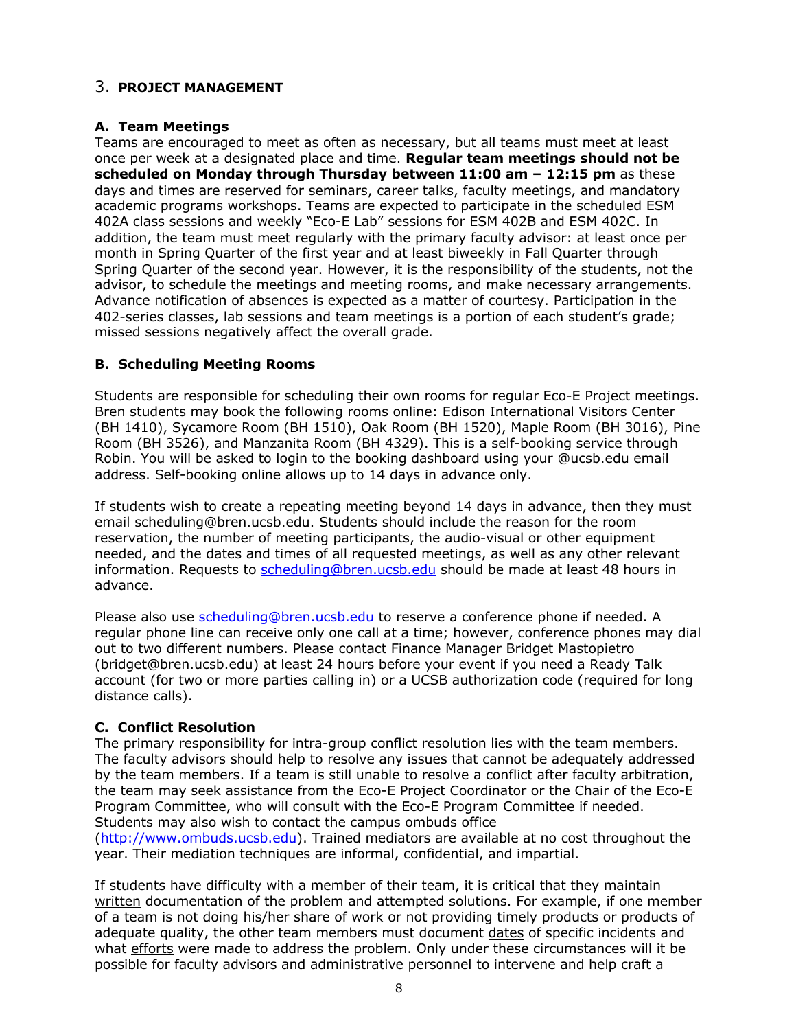## 3. PROJECT MANAGEMENT

### A. Team Meetings

Teams are encouraged to meet as often as necessary, but all teams must meet at least once per week at a designated place and time. **Regular team meetings should not be scheduled on Monday through Thursday between 11:00 am – 12:15 pm** as these days and times are reserved for seminars, career talks, faculty meetings, and mandatory academic programs workshops. Teams are expected to participate in the scheduled ESM 402A class sessions and weekly "Eco-E Lab" sessions for ESM 402B and ESM 402C. In addition, the team must meet regularly with the primary faculty advisor: at least once per month in Spring Quarter of the first year and at least biweekly in Fall Quarter through Spring Quarter of the second year. However, it is the responsibility of the students, not the advisor, to schedule the meetings and meeting rooms, and make necessary arrangements. Advance notification of absences is expected as a matter of courtesy. Participation in the 402-series classes, lab sessions and team meetings is a portion of each student's grade; missed sessions negatively affect the overall grade.

### B. Scheduling Meeting Rooms

Students are responsible for scheduling their own rooms for regular Eco-E Project meetings. Bren students may book the following rooms online: Edison International Visitors Center (BH 1410), Sycamore Room (BH 1510), Oak Room (BH 1520), Maple Room (BH 3016), Pine Room (BH 3526), and Manzanita Room (BH 4329). This is a self-booking service through Robin. You will be asked to login to the booking dashboard using your @ucsb.edu email address. Self-booking online allows up to 14 days in advance only.

If students wish to create a repeating meeting beyond 14 days in advance, then they must email scheduling@bren.ucsb.edu. Students should include the reason for the room reservation, the number of meeting participants, the audio-visual or other equipment needed, and the dates and times of all requested meetings, as well as any other relevant information. Requests to scheduling@bren.ucsb.edu should be made at least 48 hours in advance.

Please also use scheduling@bren.ucsb.edu to reserve a conference phone if needed. A regular phone line can receive only one call at a time; however, conference phones may dial out to two different numbers. Please contact Finance Manager Bridget Mastopietro (bridget@bren.ucsb.edu) at least 24 hours before your event if you need a Ready Talk account (for two or more parties calling in) or a UCSB authorization code (required for long distance calls).

### C. Conflict Resolution

The primary responsibility for intra-group conflict resolution lies with the team members. The faculty advisors should help to resolve any issues that cannot be adequately addressed by the team members. If a team is still unable to resolve a conflict after faculty arbitration, the team may seek assistance from the Eco-E Project Coordinator or the Chair of the Eco-E Program Committee, who will consult with the Eco-E Program Committee if needed. Students may also wish to contact the campus ombuds office (http://www.ombuds.ucsb.edu). Trained mediators are available at no cost throughout the year. Their mediation techniques are informal, confidential, and impartial.

If students have difficulty with a member of their team, it is critical that they maintain written documentation of the problem and attempted solutions. For example, if one member of a team is not doing his/her share of work or not providing timely products or products of adequate quality, the other team members must document dates of specific incidents and what efforts were made to address the problem. Only under these circumstances will it be possible for faculty advisors and administrative personnel to intervene and help craft a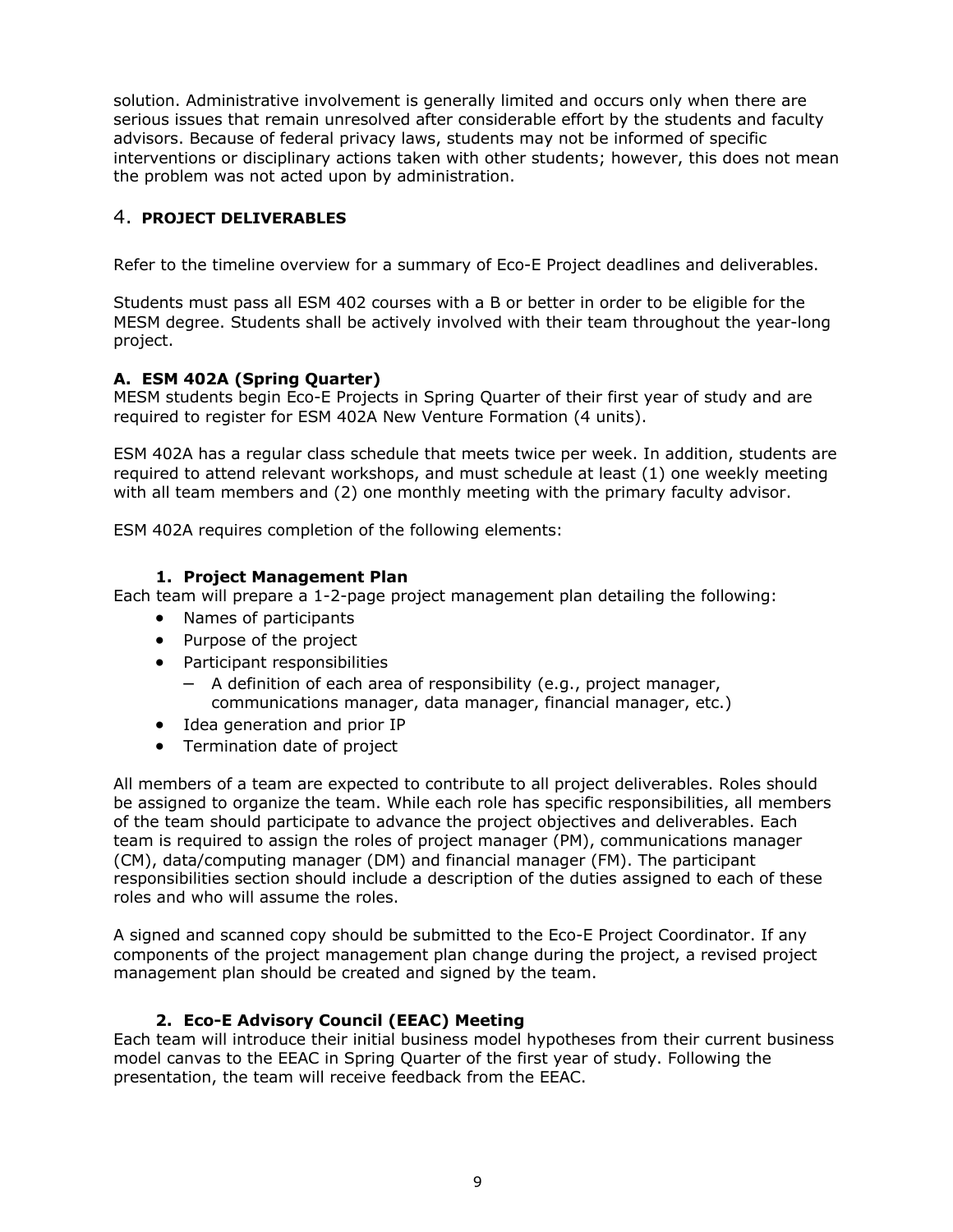solution. Administrative involvement is generally limited and occurs only when there are serious issues that remain unresolved after considerable effort by the students and faculty advisors. Because of federal privacy laws, students may not be informed of specific interventions or disciplinary actions taken with other students; however, this does not mean the problem was not acted upon by administration.

## 4. PROJECT DELIVERABLES

Refer to the timeline overview for a summary of Eco-E Project deadlines and deliverables.

Students must pass all ESM 402 courses with a B or better in order to be eligible for the MESM degree. Students shall be actively involved with their team throughout the year-long project.

### A. ESM 402A (Spring Quarter)

MESM students begin Eco-E Projects in Spring Quarter of their first year of study and are required to register for ESM 402A New Venture Formation (4 units).

ESM 402A has a regular class schedule that meets twice per week. In addition, students are required to attend relevant workshops, and must schedule at least (1) one weekly meeting with all team members and (2) one monthly meeting with the primary faculty advisor.

ESM 402A requires completion of the following elements:

#### 1. Project Management Plan

Each team will prepare a 1-2-page project management plan detailing the following:

- Names of participants
- Purpose of the project
- Participant responsibilities
  - A definition of each area of responsibility (e.g., project manager, communications manager, data manager, financial manager, etc.)
- Idea generation and prior IP
- Termination date of project

All members of a team are expected to contribute to all project deliverables. Roles should be assigned to organize the team. While each role has specific responsibilities, all members of the team should participate to advance the project objectives and deliverables. Each team is required to assign the roles of project manager (PM), communications manager (CM), data/computing manager (DM) and financial manager (FM). The participant responsibilities section should include a description of the duties assigned to each of these roles and who will assume the roles.

A signed and scanned copy should be submitted to the Eco-E Project Coordinator. If any components of the project management plan change during the project, a revised project management plan should be created and signed by the team.

#### 2. Eco-E Advisory Council (EEAC) Meeting

Each team will introduce their initial business model hypotheses from their current business model canvas to the EEAC in Spring Quarter of the first year of study. Following the presentation, the team will receive feedback from the EEAC.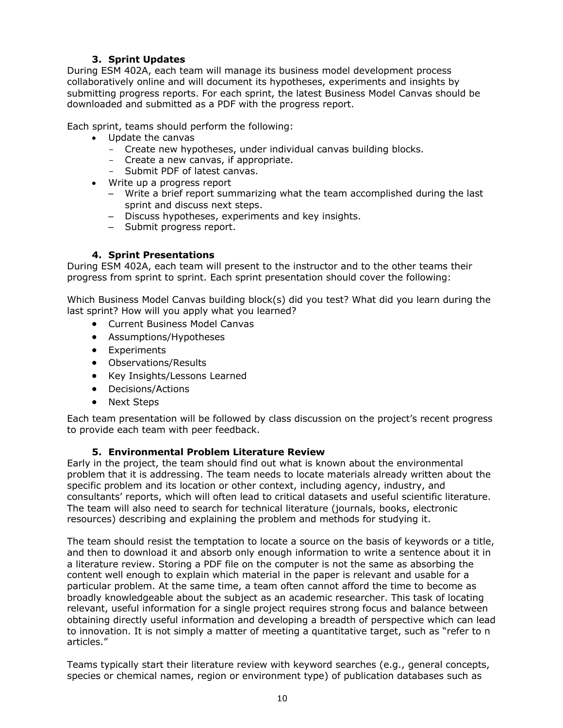### 3. Sprint Updates

During ESM 402A, each team will manage its business model development process collaboratively online and will document its hypotheses, experiments and insights by submitting progress reports. For each sprint, the latest Business Model Canvas should be downloaded and submitted as a PDF with the progress report.

Each sprint, teams should perform the following:

- Update the canvas
  - Create new hypotheses, under individual canvas building blocks.
  - Create a new canvas, if appropriate.
  - Submit PDF of latest canvas.
- Write up a progress report
  - Write a brief report summarizing what the team accomplished during the last sprint and discuss next steps.
  - Discuss hypotheses, experiments and key insights.
  - Submit progress report.

### 4. Sprint Presentations

During ESM 402A, each team will present to the instructor and to the other teams their progress from sprint to sprint. Each sprint presentation should cover the following:

Which Business Model Canvas building block(s) did you test? What did you learn during the last sprint? How will you apply what you learned?

- Current Business Model Canvas
- Assumptions/Hypotheses
- Experiments
- Observations/Results
- Key Insights/Lessons Learned
- Decisions/Actions
- Next Steps

Each team presentation will be followed by class discussion on the project's recent progress to provide each team with peer feedback.

### 5. Environmental Problem Literature Review

Early in the project, the team should find out what is known about the environmental problem that it is addressing. The team needs to locate materials already written about the specific problem and its location or other context, including agency, industry, and consultants' reports, which will often lead to critical datasets and useful scientific literature. The team will also need to search for technical literature (journals, books, electronic resources) describing and explaining the problem and methods for studying it.

The team should resist the temptation to locate a source on the basis of keywords or a title, and then to download it and absorb only enough information to write a sentence about it in a literature review. Storing a PDF file on the computer is not the same as absorbing the content well enough to explain which material in the paper is relevant and usable for a particular problem. At the same time, a team often cannot afford the time to become as broadly knowledgeable about the subject as an academic researcher. This task of locating relevant, useful information for a single project requires strong focus and balance between obtaining directly useful information and developing a breadth of perspective which can lead to innovation. It is not simply a matter of meeting a quantitative target, such as "refer to n articles."

Teams typically start their literature review with keyword searches (e.g., general concepts, species or chemical names, region or environment type) of publication databases such as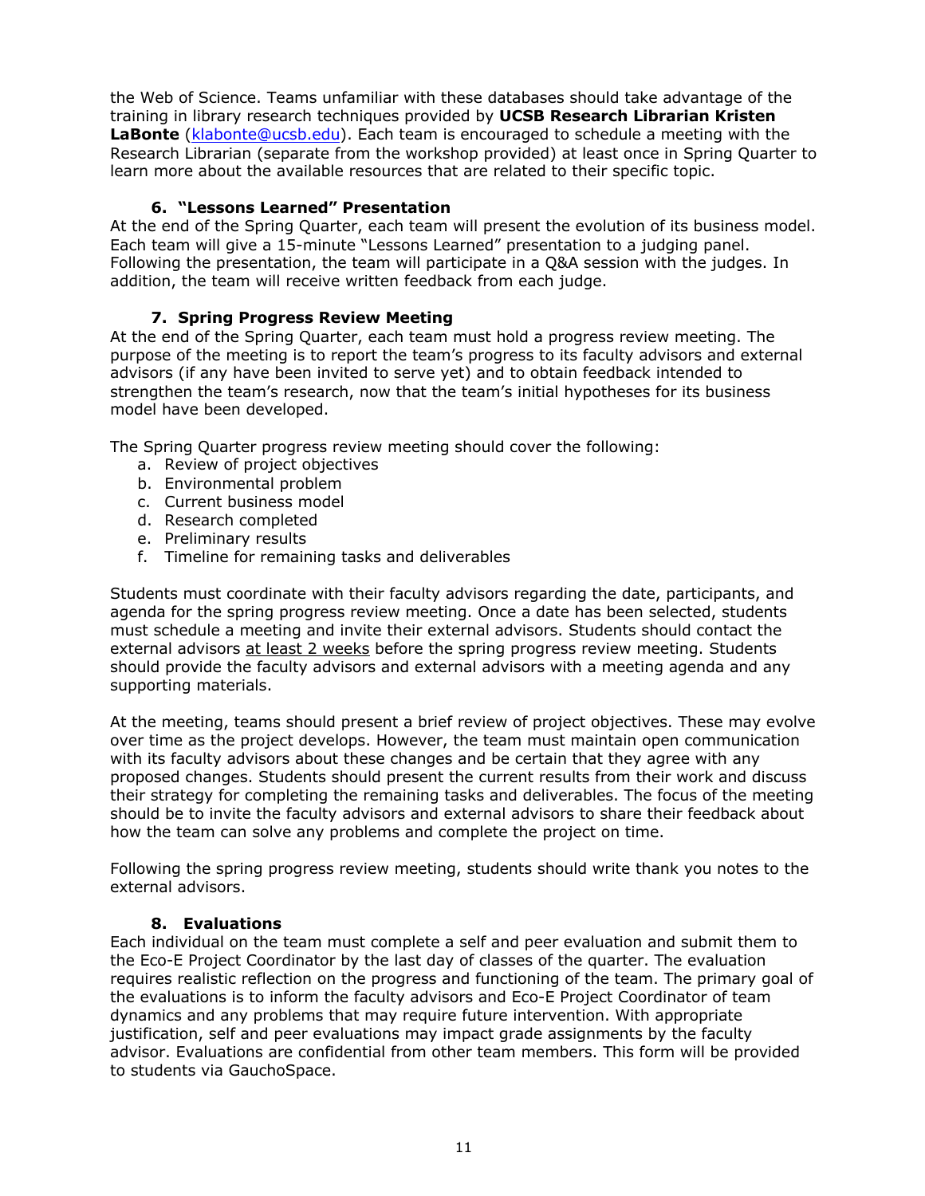the Web of Science. Teams unfamiliar with these databases should take advantage of the training in library research techniques provided by **UCSB Research Librarian Kristen LaBonte** (klabonte@ucsb.edu). Each team is encouraged to schedule a meeting with the Research Librarian (separate from the workshop provided) at least once in Spring Quarter to learn more about the available resources that are related to their specific topic.

### 6. "Lessons Learned" Presentation

At the end of the Spring Quarter, each team will present the evolution of its business model. Each team will give a 15-minute "Lessons Learned" presentation to a judging panel. Following the presentation, the team will participate in a Q&A session with the judges. In addition, the team will receive written feedback from each judge.

### 7. Spring Progress Review Meeting

At the end of the Spring Quarter, each team must hold a progress review meeting. The purpose of the meeting is to report the team's progress to its faculty advisors and external advisors (if any have been invited to serve yet) and to obtain feedback intended to strengthen the team's research, now that the team's initial hypotheses for its business model have been developed.

The Spring Quarter progress review meeting should cover the following:

a. Review of project objectives
b. Environmental problem
c. Current business model
d. Research completed
e. Preliminary results
f. Timeline for remaining tasks and deliverables

Students must coordinate with their faculty advisors regarding the date, participants, and agenda for the spring progress review meeting. Once a date has been selected, students must schedule a meeting and invite their external advisors. Students should contact the external advisors <u>at least 2 weeks</u> before the spring progress review meeting. Students should provide the faculty advisors and external advisors with a meeting agenda and any supporting materials.

At the meeting, teams should present a brief review of project objectives. These may evolve over time as the project develops. However, the team must maintain open communication with its faculty advisors about these changes and be certain that they agree with any proposed changes. Students should present the current results from their work and discuss their strategy for completing the remaining tasks and deliverables. The focus of the meeting should be to invite the faculty advisors and external advisors to share their feedback about how the team can solve any problems and complete the project on time.

Following the spring progress review meeting, students should write thank you notes to the external advisors.

### 8. Evaluations

Each individual on the team must complete a self and peer evaluation and submit them to the Eco-E Project Coordinator by the last day of classes of the quarter. The evaluation requires realistic reflection on the progress and functioning of the team. The primary goal of the evaluations is to inform the faculty advisors and Eco-E Project Coordinator of team dynamics and any problems that may require future intervention. With appropriate justification, self and peer evaluations may impact grade assignments by the faculty advisor. Evaluations are confidential from other team members. This form will be provided to students via GauchoSpace.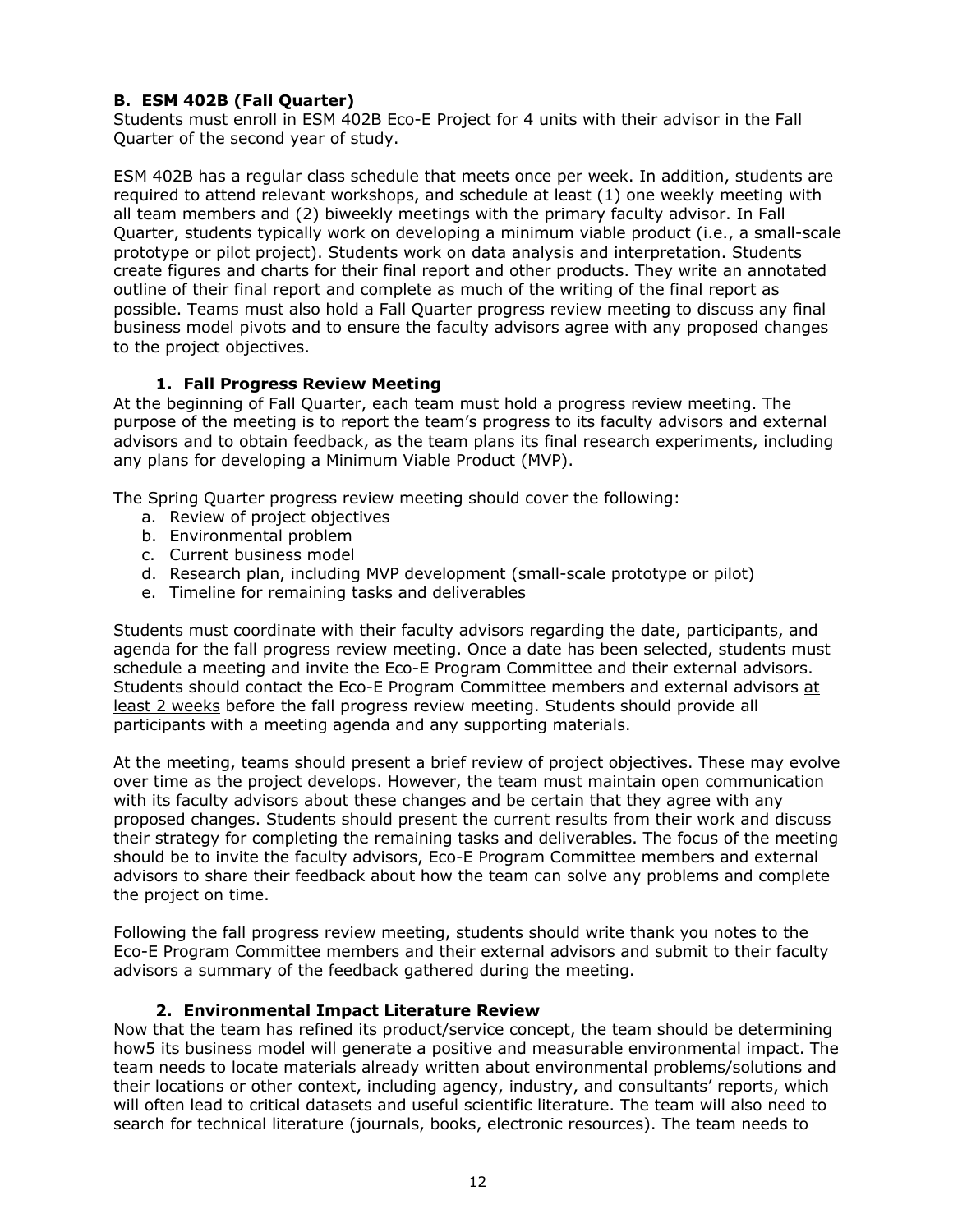### B. ESM 402B (Fall Quarter)

Students must enroll in ESM 402B Eco-E Project for 4 units with their advisor in the Fall Quarter of the second year of study.

ESM 402B has a regular class schedule that meets once per week. In addition, students are required to attend relevant workshops, and schedule at least (1) one weekly meeting with all team members and (2) biweekly meetings with the primary faculty advisor. In Fall Quarter, students typically work on developing a minimum viable product (i.e., a small-scale prototype or pilot project). Students work on data analysis and interpretation. Students create figures and charts for their final report and other products. They write an annotated outline of their final report and complete as much of the writing of the final report as possible. Teams must also hold a Fall Quarter progress review meeting to discuss any final business model pivots and to ensure the faculty advisors agree with any proposed changes to the project objectives.

#### 1. Fall Progress Review Meeting

At the beginning of Fall Quarter, each team must hold a progress review meeting. The purpose of the meeting is to report the team's progress to its faculty advisors and external advisors and to obtain feedback, as the team plans its final research experiments, including any plans for developing a Minimum Viable Product (MVP).

The Spring Quarter progress review meeting should cover the following:

a. Review of project objectives
b. Environmental problem
c. Current business model
d. Research plan, including MVP development (small-scale prototype or pilot)
e. Timeline for remaining tasks and deliverables

Students must coordinate with their faculty advisors regarding the date, participants, and agenda for the fall progress review meeting. Once a date has been selected, students must schedule a meeting and invite the Eco-E Program Committee and their external advisors. Students should contact the Eco-E Program Committee members and external advisors <u>at least 2 weeks</u> before the fall progress review meeting. Students should provide all participants with a meeting agenda and any supporting materials.

At the meeting, teams should present a brief review of project objectives. These may evolve over time as the project develops. However, the team must maintain open communication with its faculty advisors about these changes and be certain that they agree with any proposed changes. Students should present the current results from their work and discuss their strategy for completing the remaining tasks and deliverables. The focus of the meeting should be to invite the faculty advisors, Eco-E Program Committee members and external advisors to share their feedback about how the team can solve any problems and complete the project on time.

Following the fall progress review meeting, students should write thank you notes to the Eco-E Program Committee members and their external advisors and submit to their faculty advisors a summary of the feedback gathered during the meeting.

#### 2. Environmental Impact Literature Review

Now that the team has refined its product/service concept, the team should be determining how5 its business model will generate a positive and measurable environmental impact. The team needs to locate materials already written about environmental problems/solutions and their locations or other context, including agency, industry, and consultants' reports, which will often lead to critical datasets and useful scientific literature. The team will also need to search for technical literature (journals, books, electronic resources). The team needs to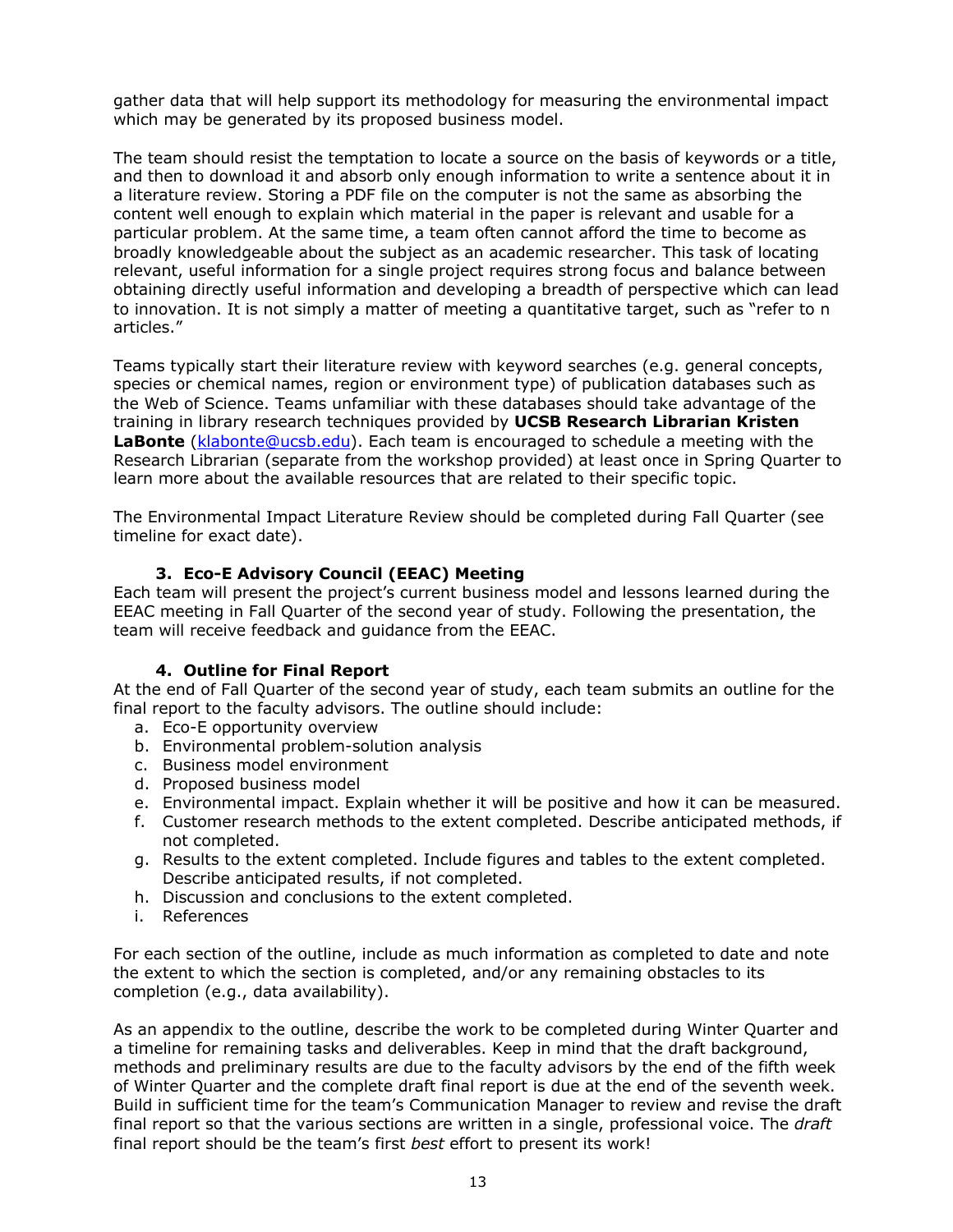gather data that will help support its methodology for measuring the environmental impact which may be generated by its proposed business model.

The team should resist the temptation to locate a source on the basis of keywords or a title, and then to download it and absorb only enough information to write a sentence about it in a literature review. Storing a PDF file on the computer is not the same as absorbing the content well enough to explain which material in the paper is relevant and usable for a particular problem. At the same time, a team often cannot afford the time to become as broadly knowledgeable about the subject as an academic researcher. This task of locating relevant, useful information for a single project requires strong focus and balance between obtaining directly useful information and developing a breadth of perspective which can lead to innovation. It is not simply a matter of meeting a quantitative target, such as "refer to n articles."

Teams typically start their literature review with keyword searches (e.g. general concepts, species or chemical names, region or environment type) of publication databases such as the Web of Science. Teams unfamiliar with these databases should take advantage of the training in library research techniques provided by **UCSB Research Librarian Kristen LaBonte** (klabonte@ucsb.edu). Each team is encouraged to schedule a meeting with the Research Librarian (separate from the workshop provided) at least once in Spring Quarter to learn more about the available resources that are related to their specific topic.

The Environmental Impact Literature Review should be completed during Fall Quarter (see timeline for exact date).

### 3. Eco-E Advisory Council (EEAC) Meeting

Each team will present the project's current business model and lessons learned during the EEAC meeting in Fall Quarter of the second year of study. Following the presentation, the team will receive feedback and guidance from the EEAC.

### 4. Outline for Final Report

At the end of Fall Quarter of the second year of study, each team submits an outline for the final report to the faculty advisors. The outline should include:

a. Eco-E opportunity overview
b. Environmental problem-solution analysis
c. Business model environment
d. Proposed business model
e. Environmental impact. Explain whether it will be positive and how it can be measured.
f. Customer research methods to the extent completed. Describe anticipated methods, if not completed.
g. Results to the extent completed. Include figures and tables to the extent completed. Describe anticipated results, if not completed.
h. Discussion and conclusions to the extent completed.
i. References

For each section of the outline, include as much information as completed to date and note the extent to which the section is completed, and/or any remaining obstacles to its completion (e.g., data availability).

As an appendix to the outline, describe the work to be completed during Winter Quarter and a timeline for remaining tasks and deliverables. Keep in mind that the draft background, methods and preliminary results are due to the faculty advisors by the end of the fifth week of Winter Quarter and the complete draft final report is due at the end of the seventh week. Build in sufficient time for the team's Communication Manager to review and revise the draft final report so that the various sections are written in a single, professional voice. The *draft* final report should be the team's first *best* effort to present its work!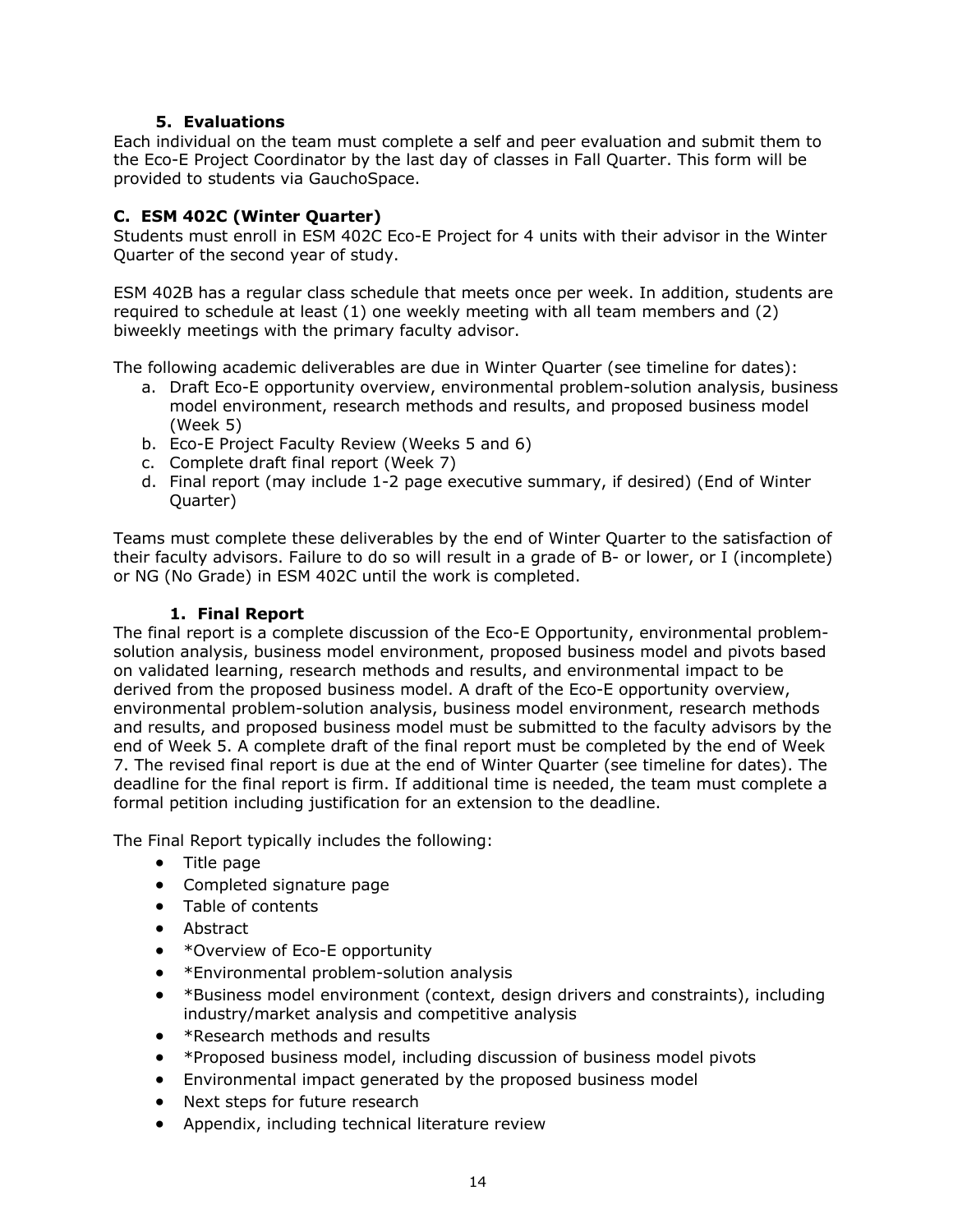#### 5. Evaluations

Each individual on the team must complete a self and peer evaluation and submit them to the Eco-E Project Coordinator by the last day of classes in Fall Quarter. This form will be provided to students via GauchoSpace.

### C. ESM 402C (Winter Quarter)

Students must enroll in ESM 402C Eco-E Project for 4 units with their advisor in the Winter Quarter of the second year of study.

ESM 402B has a regular class schedule that meets once per week. In addition, students are required to schedule at least (1) one weekly meeting with all team members and (2) biweekly meetings with the primary faculty advisor.

The following academic deliverables are due in Winter Quarter (see timeline for dates):

a. Draft Eco-E opportunity overview, environmental problem-solution analysis, business model environment, research methods and results, and proposed business model (Week 5)
b. Eco-E Project Faculty Review (Weeks 5 and 6)
c. Complete draft final report (Week 7)
d. Final report (may include 1-2 page executive summary, if desired) (End of Winter Quarter)

Teams must complete these deliverables by the end of Winter Quarter to the satisfaction of their faculty advisors. Failure to do so will result in a grade of B- or lower, or I (incomplete) or NG (No Grade) in ESM 402C until the work is completed.

#### 1. Final Report

The final report is a complete discussion of the Eco-E Opportunity, environmental problem-solution analysis, business model environment, proposed business model and pivots based on validated learning, research methods and results, and environmental impact to be derived from the proposed business model. A draft of the Eco-E opportunity overview, environmental problem-solution analysis, business model environment, research methods and results, and proposed business model must be submitted to the faculty advisors by the end of Week 5. A complete draft of the final report must be completed by the end of Week 7. The revised final report is due at the end of Winter Quarter (see timeline for dates). The deadline for the final report is firm. If additional time is needed, the team must complete a formal petition including justification for an extension to the deadline.

The Final Report typically includes the following:

- Title page
- Completed signature page
- Table of contents
- Abstract
- *Overview of Eco-E opportunity
- *Environmental problem-solution analysis
- *Business model environment (context, design drivers and constraints), including industry/market analysis and competitive analysis
- *Research methods and results
- *Proposed business model, including discussion of business model pivots
- Environmental impact generated by the proposed business model
- Next steps for future research
- Appendix, including technical literature review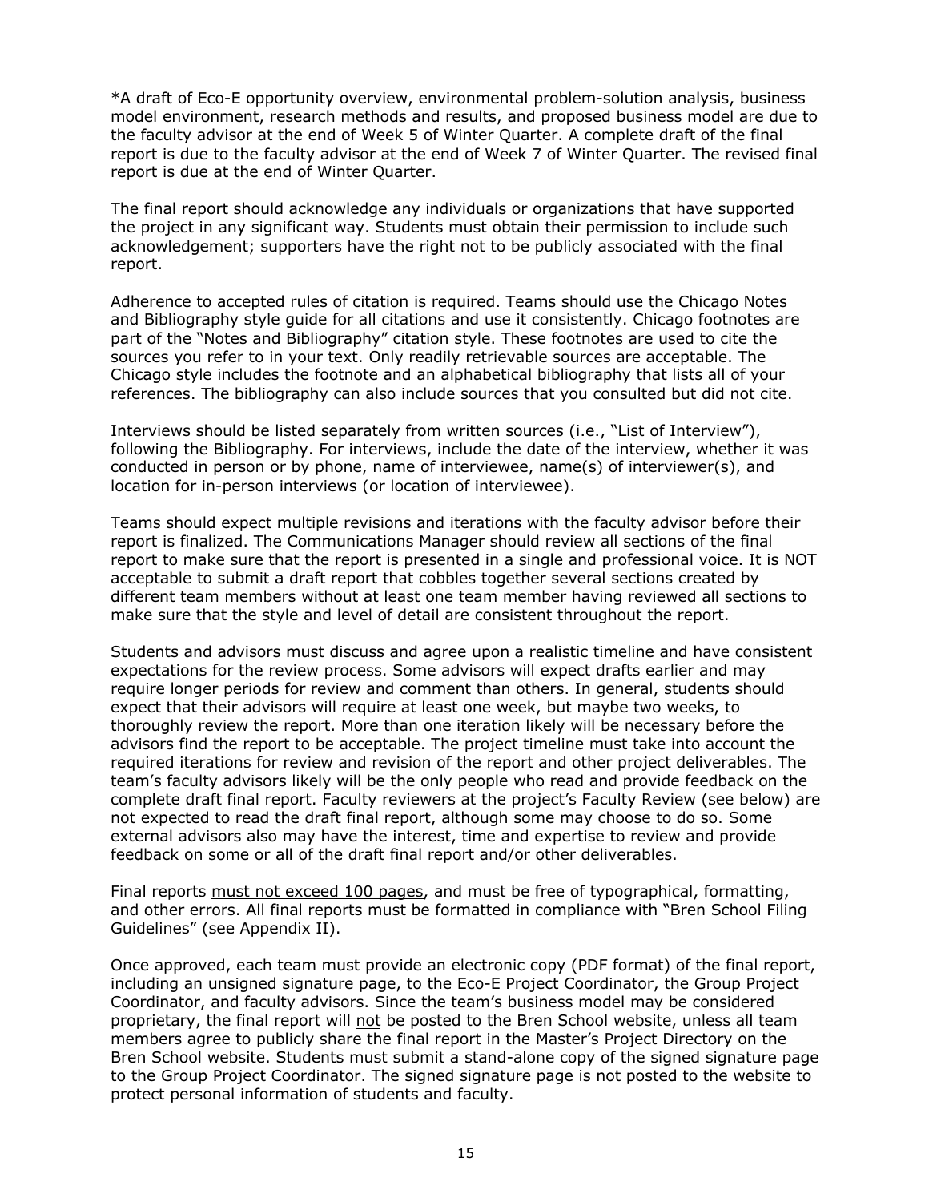*A draft of Eco-E opportunity overview, environmental problem-solution analysis, business model environment, research methods and results, and proposed business model are due to the faculty advisor at the end of Week 5 of Winter Quarter. A complete draft of the final report is due to the faculty advisor at the end of Week 7 of Winter Quarter. The revised final report is due at the end of Winter Quarter.

The final report should acknowledge any individuals or organizations that have supported the project in any significant way. Students must obtain their permission to include such acknowledgement; supporters have the right not to be publicly associated with the final report.

Adherence to accepted rules of citation is required. Teams should use the Chicago Notes and Bibliography style guide for all citations and use it consistently. Chicago footnotes are part of the "Notes and Bibliography" citation style. These footnotes are used to cite the sources you refer to in your text. Only readily retrievable sources are acceptable. The Chicago style includes the footnote and an alphabetical bibliography that lists all of your references. The bibliography can also include sources that you consulted but did not cite.

Interviews should be listed separately from written sources (i.e., "List of Interview"), following the Bibliography. For interviews, include the date of the interview, whether it was conducted in person or by phone, name of interviewee, name(s) of interviewer(s), and location for in-person interviews (or location of interviewee).

Teams should expect multiple revisions and iterations with the faculty advisor before their report is finalized. The Communications Manager should review all sections of the final report to make sure that the report is presented in a single and professional voice. It is NOT acceptable to submit a draft report that cobbles together several sections created by different team members without at least one team member having reviewed all sections to make sure that the style and level of detail are consistent throughout the report.

Students and advisors must discuss and agree upon a realistic timeline and have consistent expectations for the review process. Some advisors will expect drafts earlier and may require longer periods for review and comment than others. In general, students should expect that their advisors will require at least one week, but maybe two weeks, to thoroughly review the report. More than one iteration likely will be necessary before the advisors find the report to be acceptable. The project timeline must take into account the required iterations for review and revision of the report and other project deliverables. The team's faculty advisors likely will be the only people who read and provide feedback on the complete draft final report. Faculty reviewers at the project's Faculty Review (see below) are not expected to read the draft final report, although some may choose to do so. Some external advisors also may have the interest, time and expertise to review and provide feedback on some or all of the draft final report and/or other deliverables.

Final reports <u>must not exceed 100 pages</u>, and must be free of typographical, formatting, and other errors. All final reports must be formatted in compliance with "Bren School Filing Guidelines" (see Appendix II).

Once approved, each team must provide an electronic copy (PDF format) of the final report, including an unsigned signature page, to the Eco-E Project Coordinator, the Group Project Coordinator, and faculty advisors. Since the team's business model may be considered proprietary, the final report will <u>not</u> be posted to the Bren School website, unless all team members agree to publicly share the final report in the Master's Project Directory on the Bren School website. Students must submit a stand-alone copy of the signed signature page to the Group Project Coordinator. The signed signature page is not posted to the website to protect personal information of students and faculty.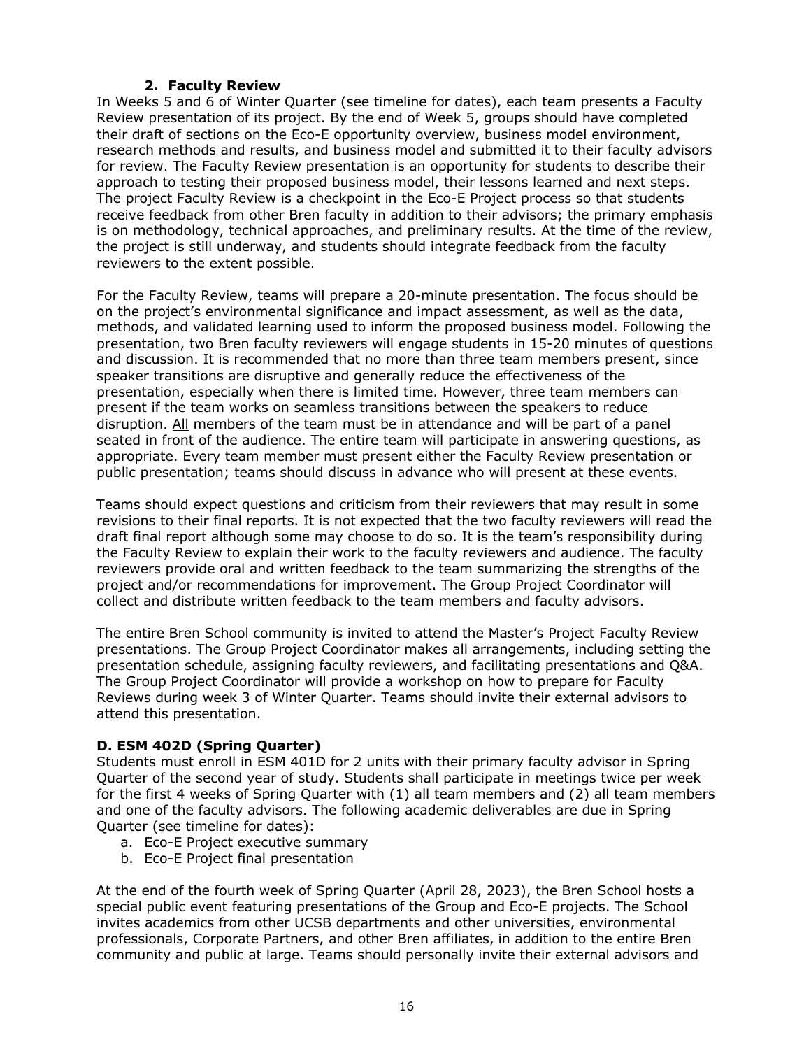### 2. Faculty Review

In Weeks 5 and 6 of Winter Quarter (see timeline for dates), each team presents a Faculty Review presentation of its project. By the end of Week 5, groups should have completed their draft of sections on the Eco-E opportunity overview, business model environment, research methods and results, and business model and submitted it to their faculty advisors for review. The Faculty Review presentation is an opportunity for students to describe their approach to testing their proposed business model, their lessons learned and next steps. The project Faculty Review is a checkpoint in the Eco-E Project process so that students receive feedback from other Bren faculty in addition to their advisors; the primary emphasis is on methodology, technical approaches, and preliminary results. At the time of the review, the project is still underway, and students should integrate feedback from the faculty reviewers to the extent possible.

For the Faculty Review, teams will prepare a 20-minute presentation. The focus should be on the project's environmental significance and impact assessment, as well as the data, methods, and validated learning used to inform the proposed business model. Following the presentation, two Bren faculty reviewers will engage students in 15-20 minutes of questions and discussion. It is recommended that no more than three team members present, since speaker transitions are disruptive and generally reduce the effectiveness of the presentation, especially when there is limited time. However, three team members can present if the team works on seamless transitions between the speakers to reduce disruption. All members of the team must be in attendance and will be part of a panel seated in front of the audience. The entire team will participate in answering questions, as appropriate. Every team member must present either the Faculty Review presentation or public presentation; teams should discuss in advance who will present at these events.

Teams should expect questions and criticism from their reviewers that may result in some revisions to their final reports. It is not expected that the two faculty reviewers will read the draft final report although some may choose to do so. It is the team's responsibility during the Faculty Review to explain their work to the faculty reviewers and audience. The faculty reviewers provide oral and written feedback to the team summarizing the strengths of the project and/or recommendations for improvement. The Group Project Coordinator will collect and distribute written feedback to the team members and faculty advisors.

The entire Bren School community is invited to attend the Master's Project Faculty Review presentations. The Group Project Coordinator makes all arrangements, including setting the presentation schedule, assigning faculty reviewers, and facilitating presentations and Q&A. The Group Project Coordinator will provide a workshop on how to prepare for Faculty Reviews during week 3 of Winter Quarter. Teams should invite their external advisors to attend this presentation.

### D. ESM 402D (Spring Quarter)

Students must enroll in ESM 401D for 2 units with their primary faculty advisor in Spring Quarter of the second year of study. Students shall participate in meetings twice per week for the first 4 weeks of Spring Quarter with (1) all team members and (2) all team members and one of the faculty advisors. The following academic deliverables are due in Spring Quarter (see timeline for dates):

a. Eco-E Project executive summary
b. Eco-E Project final presentation

At the end of the fourth week of Spring Quarter (April 28, 2023), the Bren School hosts a special public event featuring presentations of the Group and Eco-E projects. The School invites academics from other UCSB departments and other universities, environmental professionals, Corporate Partners, and other Bren affiliates, in addition to the entire Bren community and public at large. Teams should personally invite their external advisors and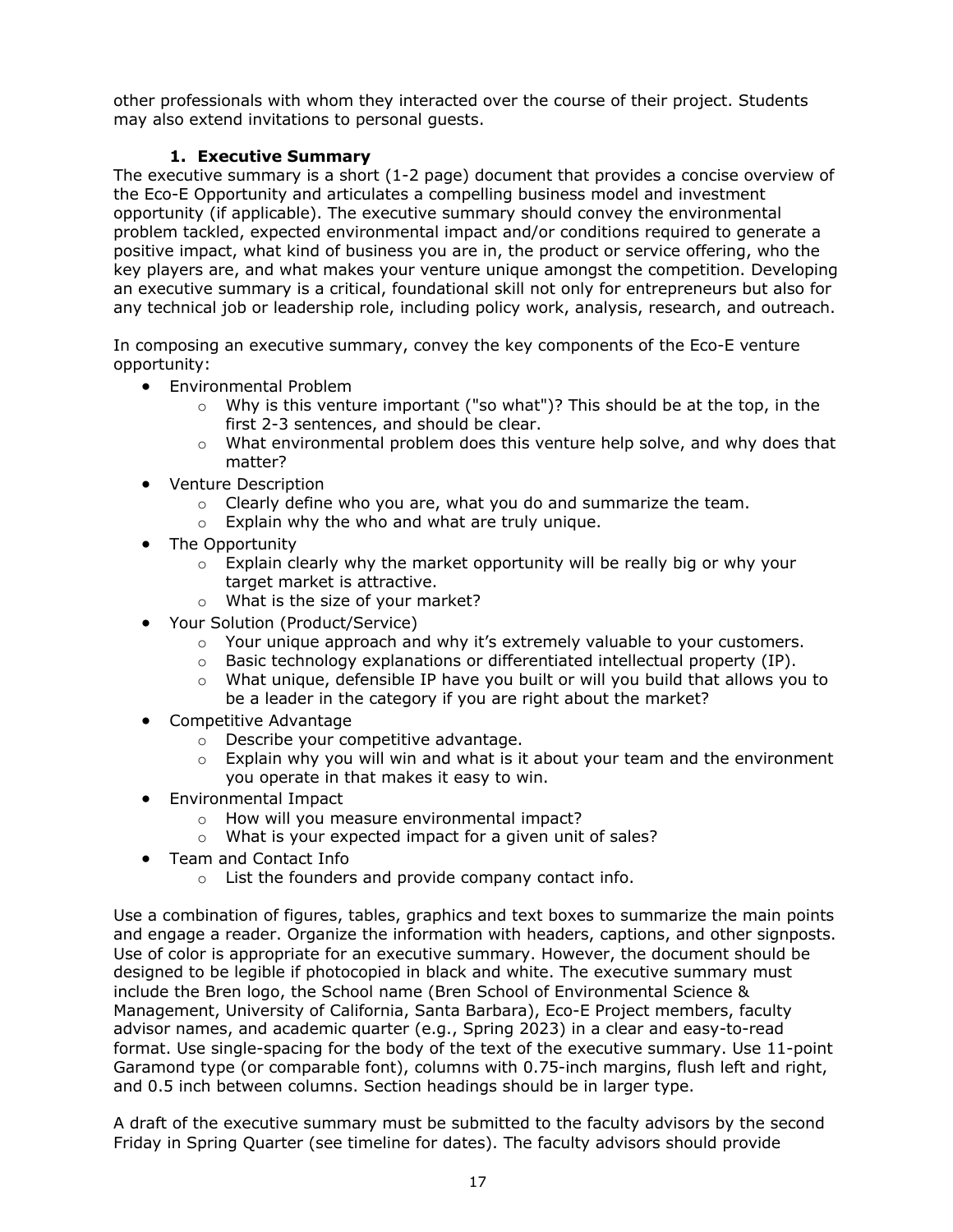other professionals with whom they interacted over the course of their project. Students may also extend invitations to personal guests.

### 1. Executive Summary

The executive summary is a short (1-2 page) document that provides a concise overview of the Eco-E Opportunity and articulates a compelling business model and investment opportunity (if applicable). The executive summary should convey the environmental problem tackled, expected environmental impact and/or conditions required to generate a positive impact, what kind of business you are in, the product or service offering, who the key players are, and what makes your venture unique amongst the competition. Developing an executive summary is a critical, foundational skill not only for entrepreneurs but also for any technical job or leadership role, including policy work, analysis, research, and outreach.

In composing an executive summary, convey the key components of the Eco-E venture opportunity:

- Environmental Problem
  - Why is this venture important ("so what")? This should be at the top, in the first 2-3 sentences, and should be clear.
  - What environmental problem does this venture help solve, and why does that matter?
- Venture Description
  - Clearly define who you are, what you do and summarize the team.
  - Explain why the who and what are truly unique.
- The Opportunity
  - Explain clearly why the market opportunity will be really big or why your target market is attractive.
  - What is the size of your market?
- Your Solution (Product/Service)
  - Your unique approach and why it's extremely valuable to your customers.
  - Basic technology explanations or differentiated intellectual property (IP).
  - What unique, defensible IP have you built or will you build that allows you to be a leader in the category if you are right about the market?
- Competitive Advantage
  - Describe your competitive advantage.
  - Explain why you will win and what is it about your team and the environment you operate in that makes it easy to win.
- Environmental Impact
  - How will you measure environmental impact?
  - What is your expected impact for a given unit of sales?
- Team and Contact Info
  - List the founders and provide company contact info.

Use a combination of figures, tables, graphics and text boxes to summarize the main points and engage a reader. Organize the information with headers, captions, and other signposts. Use of color is appropriate for an executive summary. However, the document should be designed to be legible if photocopied in black and white. The executive summary must include the Bren logo, the School name (Bren School of Environmental Science & Management, University of California, Santa Barbara), Eco-E Project members, faculty advisor names, and academic quarter (e.g., Spring 2023) in a clear and easy-to-read format. Use single-spacing for the body of the text of the executive summary. Use 11-point Garamond type (or comparable font), columns with 0.75-inch margins, flush left and right, and 0.5 inch between columns. Section headings should be in larger type.

A draft of the executive summary must be submitted to the faculty advisors by the second Friday in Spring Quarter (see timeline for dates). The faculty advisors should provide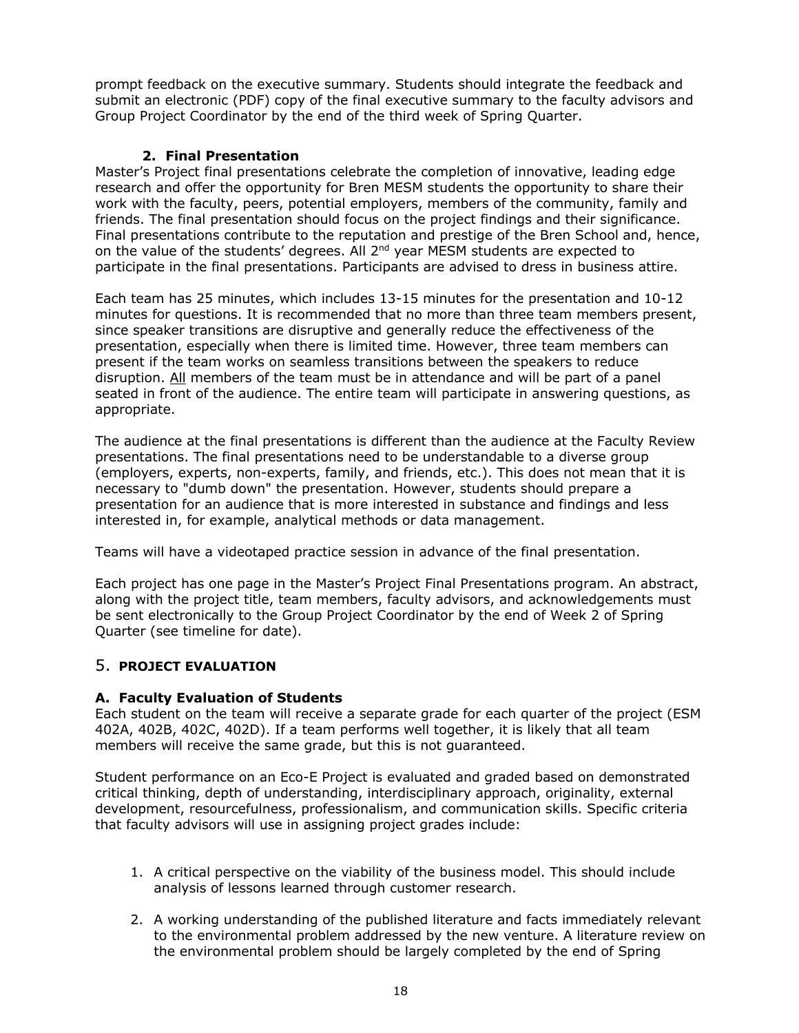prompt feedback on the executive summary. Students should integrate the feedback and submit an electronic (PDF) copy of the final executive summary to the faculty advisors and Group Project Coordinator by the end of the third week of Spring Quarter.

### 2. Final Presentation

Master's Project final presentations celebrate the completion of innovative, leading edge research and offer the opportunity for Bren MESM students the opportunity to share their work with the faculty, peers, potential employers, members of the community, family and friends. The final presentation should focus on the project findings and their significance. Final presentations contribute to the reputation and prestige of the Bren School and, hence, on the value of the students' degrees. All 2nd year MESM students are expected to participate in the final presentations. Participants are advised to dress in business attire.

Each team has 25 minutes, which includes 13-15 minutes for the presentation and 10-12 minutes for questions. It is recommended that no more than three team members present, since speaker transitions are disruptive and generally reduce the effectiveness of the presentation, especially when there is limited time. However, three team members can present if the team works on seamless transitions between the speakers to reduce disruption. All members of the team must be in attendance and will be part of a panel seated in front of the audience. The entire team will participate in answering questions, as appropriate.

The audience at the final presentations is different than the audience at the Faculty Review presentations. The final presentations need to be understandable to a diverse group (employers, experts, non-experts, family, and friends, etc.). This does not mean that it is necessary to "dumb down" the presentation. However, students should prepare a presentation for an audience that is more interested in substance and findings and less interested in, for example, analytical methods or data management.

Teams will have a videotaped practice session in advance of the final presentation.

Each project has one page in the Master's Project Final Presentations program. An abstract, along with the project title, team members, faculty advisors, and acknowledgements must be sent electronically to the Group Project Coordinator by the end of Week 2 of Spring Quarter (see timeline for date).

## 5. PROJECT EVALUATION

### A. Faculty Evaluation of Students

Each student on the team will receive a separate grade for each quarter of the project (ESM 402A, 402B, 402C, 402D). If a team performs well together, it is likely that all team members will receive the same grade, but this is not guaranteed.

Student performance on an Eco-E Project is evaluated and graded based on demonstrated critical thinking, depth of understanding, interdisciplinary approach, originality, external development, resourcefulness, professionalism, and communication skills. Specific criteria that faculty advisors will use in assigning project grades include:

1. A critical perspective on the viability of the business model. This should include analysis of lessons learned through customer research.

2. A working understanding of the published literature and facts immediately relevant to the environmental problem addressed by the new venture. A literature review on the environmental problem should be largely completed by the end of Spring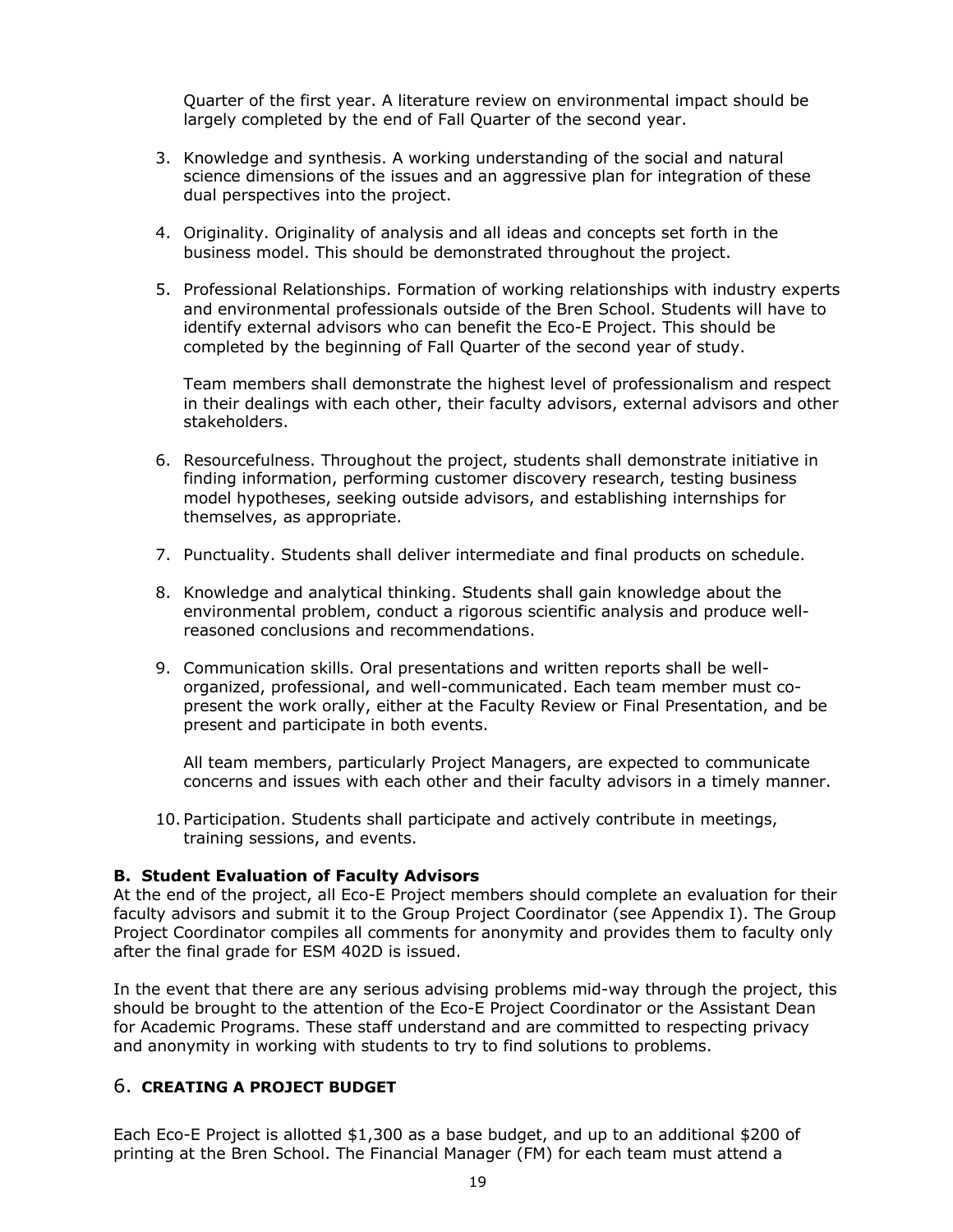Quarter of the first year. A literature review on environmental impact should be largely completed by the end of Fall Quarter of the second year.

3. Knowledge and synthesis. A working understanding of the social and natural science dimensions of the issues and an aggressive plan for integration of these dual perspectives into the project.

4. Originality. Originality of analysis and all ideas and concepts set forth in the business model. This should be demonstrated throughout the project.

5. Professional Relationships. Formation of working relationships with industry experts and environmental professionals outside of the Bren School. Students will have to identify external advisors who can benefit the Eco-E Project. This should be completed by the beginning of Fall Quarter of the second year of study.

   Team members shall demonstrate the highest level of professionalism and respect in their dealings with each other, their faculty advisors, external advisors and other stakeholders.

6. Resourcefulness. Throughout the project, students shall demonstrate initiative in finding information, performing customer discovery research, testing business model hypotheses, seeking outside advisors, and establishing internships for themselves, as appropriate.

7. Punctuality. Students shall deliver intermediate and final products on schedule.

8. Knowledge and analytical thinking. Students shall gain knowledge about the environmental problem, conduct a rigorous scientific analysis and produce well-reasoned conclusions and recommendations.

9. Communication skills. Oral presentations and written reports shall be well-organized, professional, and well-communicated. Each team member must co-present the work orally, either at the Faculty Review or Final Presentation, and be present and participate in both events.

   All team members, particularly Project Managers, are expected to communicate concerns and issues with each other and their faculty advisors in a timely manner.

10. Participation. Students shall participate and actively contribute in meetings, training sessions, and events.

### B. Student Evaluation of Faculty Advisors

At the end of the project, all Eco-E Project members should complete an evaluation for their faculty advisors and submit it to the Group Project Coordinator (see Appendix I). The Group Project Coordinator compiles all comments for anonymity and provides them to faculty only after the final grade for ESM 402D is issued.

In the event that there are any serious advising problems mid-way through the project, this should be brought to the attention of the Eco-E Project Coordinator or the Assistant Dean for Academic Programs. These staff understand and are committed to respecting privacy and anonymity in working with students to try to find solutions to problems.

## 6. CREATING A PROJECT BUDGET

Each Eco-E Project is allotted $1,300 as a base budget, and up to an additional $200 of printing at the Bren School. The Financial Manager (FM) for each team must attend a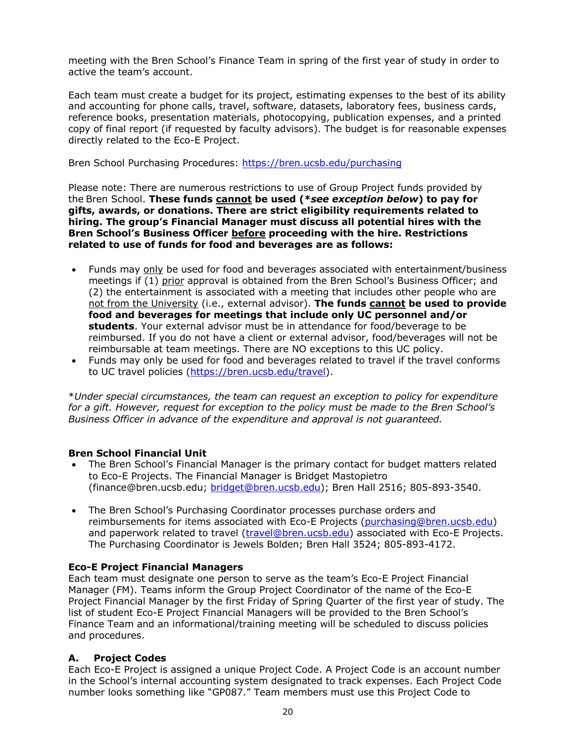meeting with the Bren School's Finance Team in spring of the first year of study in order to active the team's account.

Each team must create a budget for its project, estimating expenses to the best of its ability and accounting for phone calls, travel, software, datasets, laboratory fees, business cards, reference books, presentation materials, photocopying, publication expenses, and a printed copy of final report (if requested by faculty advisors). The budget is for reasonable expenses directly related to the Eco-E Project.

Bren School Purchasing Procedures: https://bren.ucsb.edu/purchasing

Please note: There are numerous restrictions to use of Group Project funds provided by the Bren School. **These funds <u>cannot</u> be used (*_see exception below_) to pay for gifts, awards, or donations. There are strict eligibility requirements related to hiring. The group's Financial Manager must discuss all potential hires with the Bren School's Business Officer <u>before</u> proceeding with the hire. Restrictions related to use of funds for food and beverages are as follows:**

- Funds may <u>only</u> be used for food and beverages associated with entertainment/business meetings if (1) <u>prior</u> approval is obtained from the Bren School's Business Officer; and (2) the entertainment is associated with a meeting that includes other people who are <u>not from the University</u> (i.e., external advisor). **The funds <u>cannot</u> be used to provide food and beverages for meetings that include only UC personnel and/or students**. Your external advisor must be in attendance for food/beverage to be reimbursed. If you do not have a client or external advisor, food/beverages will not be reimbursable at team meetings. There are NO exceptions to this UC policy.
- Funds may only be used for food and beverages related to travel if the travel conforms to UC travel policies (https://bren.ucsb.edu/travel).

*_Under special circumstances, the team can request an exception to policy for expenditure for a gift. However, request for exception to the policy must be made to the Bren School's Business Officer in advance of the expenditure and approval is not guaranteed._

**Bren School Financial Unit**

- The Bren School's Financial Manager is the primary contact for budget matters related to Eco-E Projects. The Financial Manager is Bridget Mastopietro (finance@bren.ucsb.edu; bridget@bren.ucsb.edu); Bren Hall 2516; 805-893-3540.
- The Bren School's Purchasing Coordinator processes purchase orders and reimbursements for items associated with Eco-E Projects (purchasing@bren.ucsb.edu) and paperwork related to travel (travel@bren.ucsb.edu) associated with Eco-E Projects. The Purchasing Coordinator is Jewels Bolden; Bren Hall 3524; 805-893-4172.

**Eco-E Project Financial Managers**

Each team must designate one person to serve as the team's Eco-E Project Financial Manager (FM). Teams inform the Group Project Coordinator of the name of the Eco-E Project Financial Manager by the first Friday of Spring Quarter of the first year of study. The list of student Eco-E Project Financial Managers will be provided to the Bren School's Finance Team and an informational/training meeting will be scheduled to discuss policies and procedures.

### A. Project Codes

Each Eco-E Project is assigned a unique Project Code. A Project Code is an account number in the School's internal accounting system designated to track expenses. Each Project Code number looks something like "GP087." Team members must use this Project Code to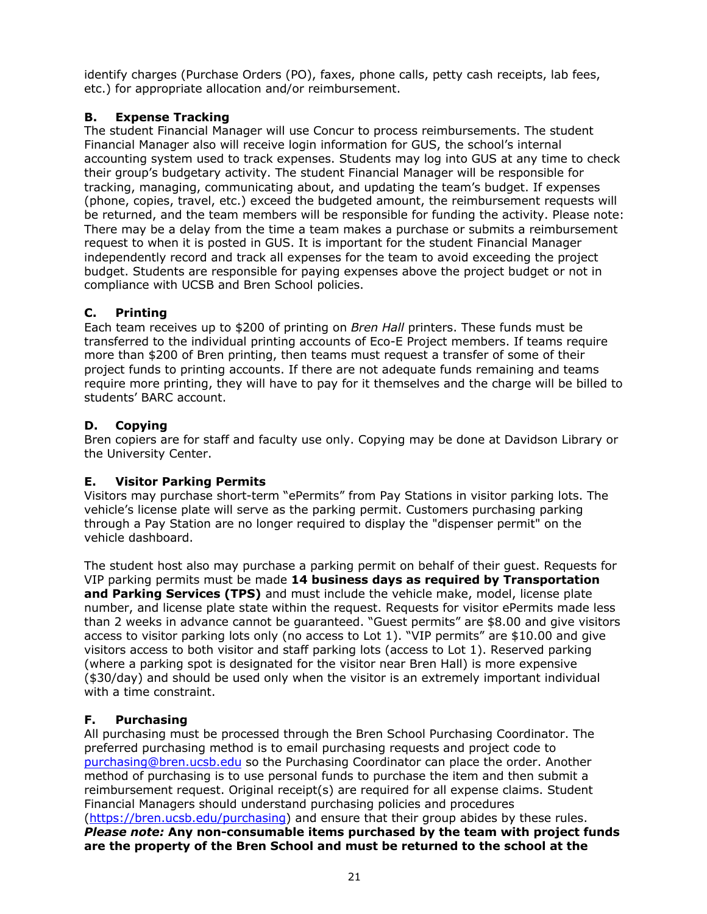identify charges (Purchase Orders (PO), faxes, phone calls, petty cash receipts, lab fees, etc.) for appropriate allocation and/or reimbursement.

### B. Expense Tracking

The student Financial Manager will use Concur to process reimbursements. The student Financial Manager also will receive login information for GUS, the school's internal accounting system used to track expenses. Students may log into GUS at any time to check their group's budgetary activity. The student Financial Manager will be responsible for tracking, managing, communicating about, and updating the team's budget. If expenses (phone, copies, travel, etc.) exceed the budgeted amount, the reimbursement requests will be returned, and the team members will be responsible for funding the activity. Please note: There may be a delay from the time a team makes a purchase or submits a reimbursement request to when it is posted in GUS. It is important for the student Financial Manager independently record and track all expenses for the team to avoid exceeding the project budget. Students are responsible for paying expenses above the project budget or not in compliance with UCSB and Bren School policies.

### C. Printing

Each team receives up to $200 of printing on *Bren Hall* printers. These funds must be transferred to the individual printing accounts of Eco-E Project members. If teams require more than $200 of Bren printing, then teams must request a transfer of some of their project funds to printing accounts. If there are not adequate funds remaining and teams require more printing, they will have to pay for it themselves and the charge will be billed to students' BARC account.

### D. Copying

Bren copiers are for staff and faculty use only. Copying may be done at Davidson Library or the University Center.

### E. Visitor Parking Permits

Visitors may purchase short-term "ePermits" from Pay Stations in visitor parking lots. The vehicle's license plate will serve as the parking permit. Customers purchasing parking through a Pay Station are no longer required to display the "dispenser permit" on the vehicle dashboard.

The student host also may purchase a parking permit on behalf of their guest. Requests for VIP parking permits must be made **14 business days as required by Transportation and Parking Services (TPS)** and must include the vehicle make, model, license plate number, and license plate state within the request. Requests for visitor ePermits made less than 2 weeks in advance cannot be guaranteed. "Guest permits" are $8.00 and give visitors access to visitor parking lots only (no access to Lot 1). "VIP permits" are $10.00 and give visitors access to both visitor and staff parking lots (access to Lot 1). Reserved parking (where a parking spot is designated for the visitor near Bren Hall) is more expensive ($30/day) and should be used only when the visitor is an extremely important individual with a time constraint.

### F. Purchasing

All purchasing must be processed through the Bren School Purchasing Coordinator. The preferred purchasing method is to email purchasing requests and project code to [purchasing@bren.ucsb.edu](mailto:purchasing@bren.ucsb.edu) so the Purchasing Coordinator can place the order. Another method of purchasing is to use personal funds to purchase the item and then submit a reimbursement request. Original receipt(s) are required for all expense claims. Student Financial Managers should understand purchasing policies and procedures ([https://bren.ucsb.edu/purchasing](https://bren.ucsb.edu/purchasing)) and ensure that their group abides by these rules.
***Please note:* Any non-consumable items purchased by the team with project funds are the property of the Bren School and must be returned to the school at the**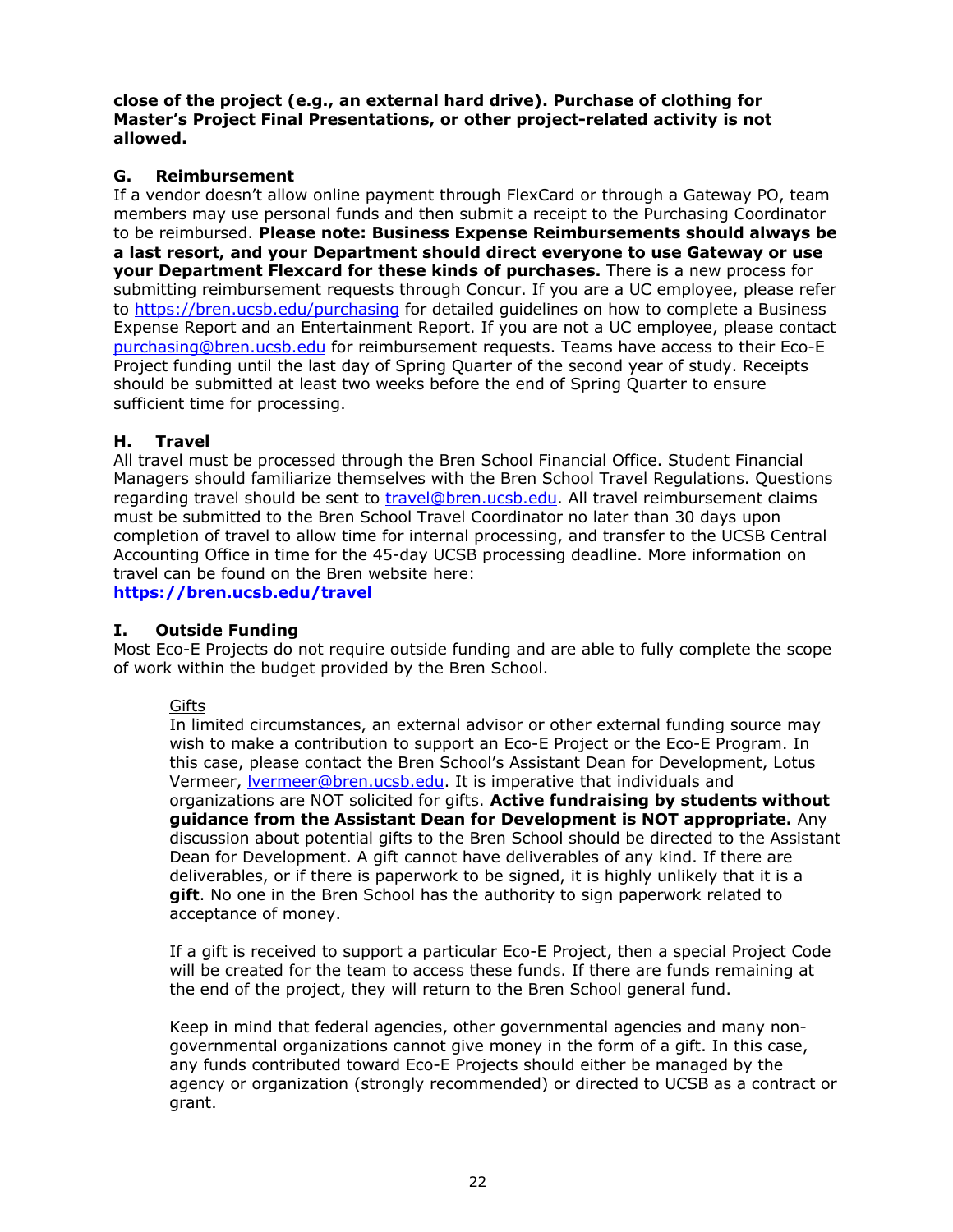**close of the project (e.g., an external hard drive). Purchase of clothing for Master's Project Final Presentations, or other project-related activity is not allowed.**

### G. Reimbursement

If a vendor doesn't allow online payment through FlexCard or through a Gateway PO, team members may use personal funds and then submit a receipt to the Purchasing Coordinator to be reimbursed. **Please note: Business Expense Reimbursements should always be a last resort, and your Department should direct everyone to use Gateway or use your Department Flexcard for these kinds of purchases.** There is a new process for submitting reimbursement requests through Concur. If you are a UC employee, please refer to [https://bren.ucsb.edu/purchasing](https://bren.ucsb.edu/purchasing) for detailed guidelines on how to complete a Business Expense Report and an Entertainment Report. If you are not a UC employee, please contact [purchasing@bren.ucsb.edu](mailto:purchasing@bren.ucsb.edu) for reimbursement requests. Teams have access to their Eco-E Project funding until the last day of Spring Quarter of the second year of study. Receipts should be submitted at least two weeks before the end of Spring Quarter to ensure sufficient time for processing.

### H. Travel

All travel must be processed through the Bren School Financial Office. Student Financial Managers should familiarize themselves with the Bren School Travel Regulations. Questions regarding travel should be sent to [travel@bren.ucsb.edu](mailto:travel@bren.ucsb.edu). All travel reimbursement claims must be submitted to the Bren School Travel Coordinator no later than 30 days upon completion of travel to allow time for internal processing, and transfer to the UCSB Central Accounting Office in time for the 45-day UCSB processing deadline. More information on travel can be found on the Bren website here:
**[https://bren.ucsb.edu/travel](https://bren.ucsb.edu/travel)**

### I. Outside Funding

Most Eco-E Projects do not require outside funding and are able to fully complete the scope of work within the budget provided by the Bren School.

<u>Gifts</u>

In limited circumstances, an external advisor or other external funding source may wish to make a contribution to support an Eco-E Project or the Eco-E Program. In this case, please contact the Bren School's Assistant Dean for Development, Lotus Vermeer, [lvermeer@bren.ucsb.edu](mailto:lvermeer@bren.ucsb.edu). It is imperative that individuals and organizations are NOT solicited for gifts. **Active fundraising by students without guidance from the Assistant Dean for Development is NOT appropriate.** Any discussion about potential gifts to the Bren School should be directed to the Assistant Dean for Development. A gift cannot have deliverables of any kind. If there are deliverables, or if there is paperwork to be signed, it is highly unlikely that it is a **gift**. No one in the Bren School has the authority to sign paperwork related to acceptance of money.

If a gift is received to support a particular Eco-E Project, then a special Project Code will be created for the team to access these funds. If there are funds remaining at the end of the project, they will return to the Bren School general fund.

Keep in mind that federal agencies, other governmental agencies and many non-governmental organizations cannot give money in the form of a gift. In this case, any funds contributed toward Eco-E Projects should either be managed by the agency or organization (strongly recommended) or directed to UCSB as a contract or grant.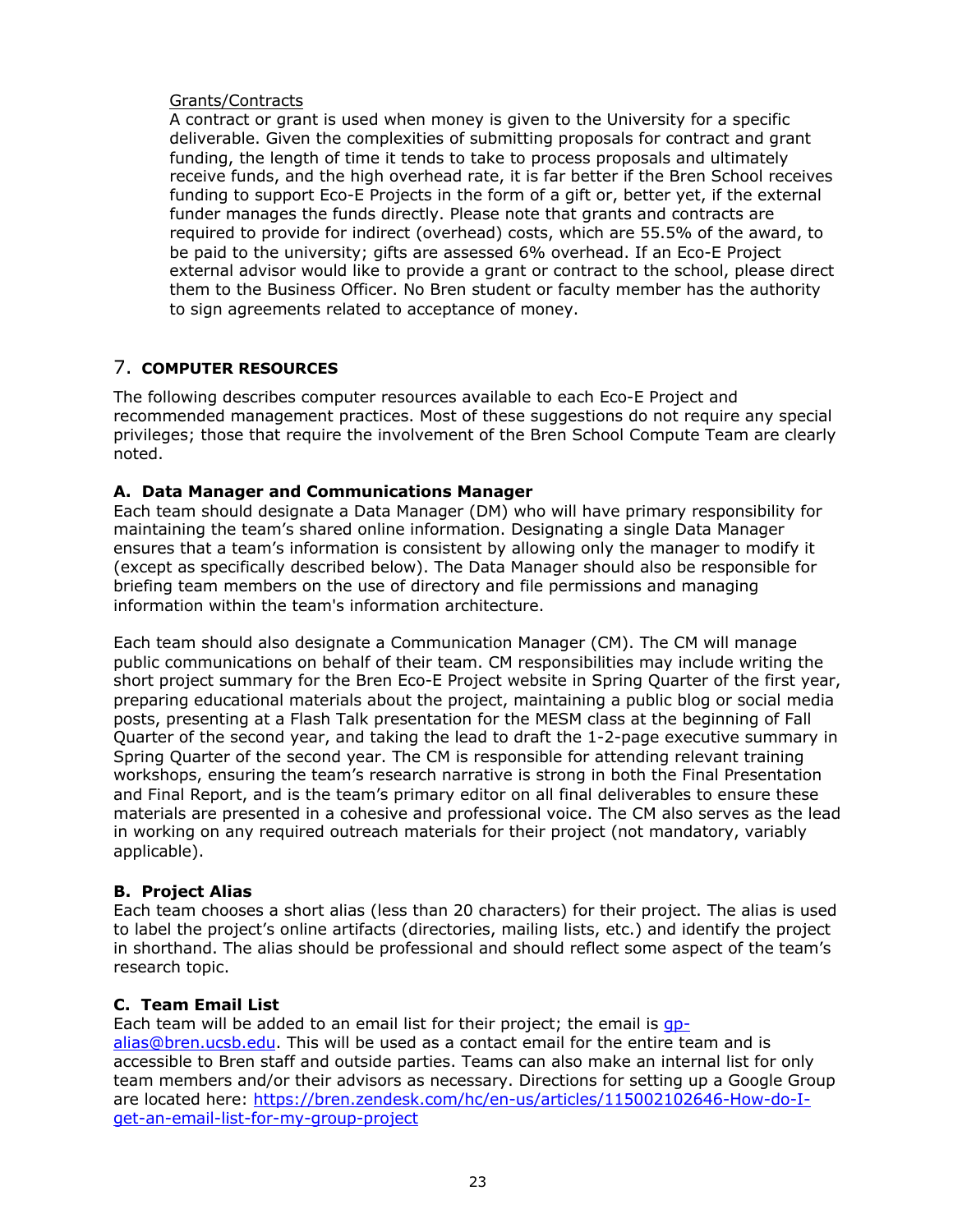Grants/Contracts

A contract or grant is used when money is given to the University for a specific deliverable. Given the complexities of submitting proposals for contract and grant funding, the length of time it tends to take to process proposals and ultimately receive funds, and the high overhead rate, it is far better if the Bren School receives funding to support Eco-E Projects in the form of a gift or, better yet, if the external funder manages the funds directly. Please note that grants and contracts are required to provide for indirect (overhead) costs, which are 55.5% of the award, to be paid to the university; gifts are assessed 6% overhead. If an Eco-E Project external advisor would like to provide a grant or contract to the school, please direct them to the Business Officer. No Bren student or faculty member has the authority to sign agreements related to acceptance of money.

## 7. COMPUTER RESOURCES

The following describes computer resources available to each Eco-E Project and recommended management practices. Most of these suggestions do not require any special privileges; those that require the involvement of the Bren School Compute Team are clearly noted.

### A. Data Manager and Communications Manager

Each team should designate a Data Manager (DM) who will have primary responsibility for maintaining the team's shared online information. Designating a single Data Manager ensures that a team's information is consistent by allowing only the manager to modify it (except as specifically described below). The Data Manager should also be responsible for briefing team members on the use of directory and file permissions and managing information within the team's information architecture.

Each team should also designate a Communication Manager (CM). The CM will manage public communications on behalf of their team. CM responsibilities may include writing the short project summary for the Bren Eco-E Project website in Spring Quarter of the first year, preparing educational materials about the project, maintaining a public blog or social media posts, presenting at a Flash Talk presentation for the MESM class at the beginning of Fall Quarter of the second year, and taking the lead to draft the 1-2-page executive summary in Spring Quarter of the second year. The CM is responsible for attending relevant training workshops, ensuring the team's research narrative is strong in both the Final Presentation and Final Report, and is the team's primary editor on all final deliverables to ensure these materials are presented in a cohesive and professional voice. The CM also serves as the lead in working on any required outreach materials for their project (not mandatory, variably applicable).

### B. Project Alias

Each team chooses a short alias (less than 20 characters) for their project. The alias is used to label the project's online artifacts (directories, mailing lists, etc.) and identify the project in shorthand. The alias should be professional and should reflect some aspect of the team's research topic.

### C. Team Email List

Each team will be added to an email list for their project; the email is [gp-alias@bren.ucsb.edu](mailto:gp-alias@bren.ucsb.edu). This will be used as a contact email for the entire team and is accessible to Bren staff and outside parties. Teams can also make an internal list for only team members and/or their advisors as necessary. Directions for setting up a Google Group are located here: [https://bren.zendesk.com/hc/en-us/articles/115002102646-How-do-I-get-an-email-list-for-my-group-project](https://bren.zendesk.com/hc/en-us/articles/115002102646-How-do-I-get-an-email-list-for-my-group-project)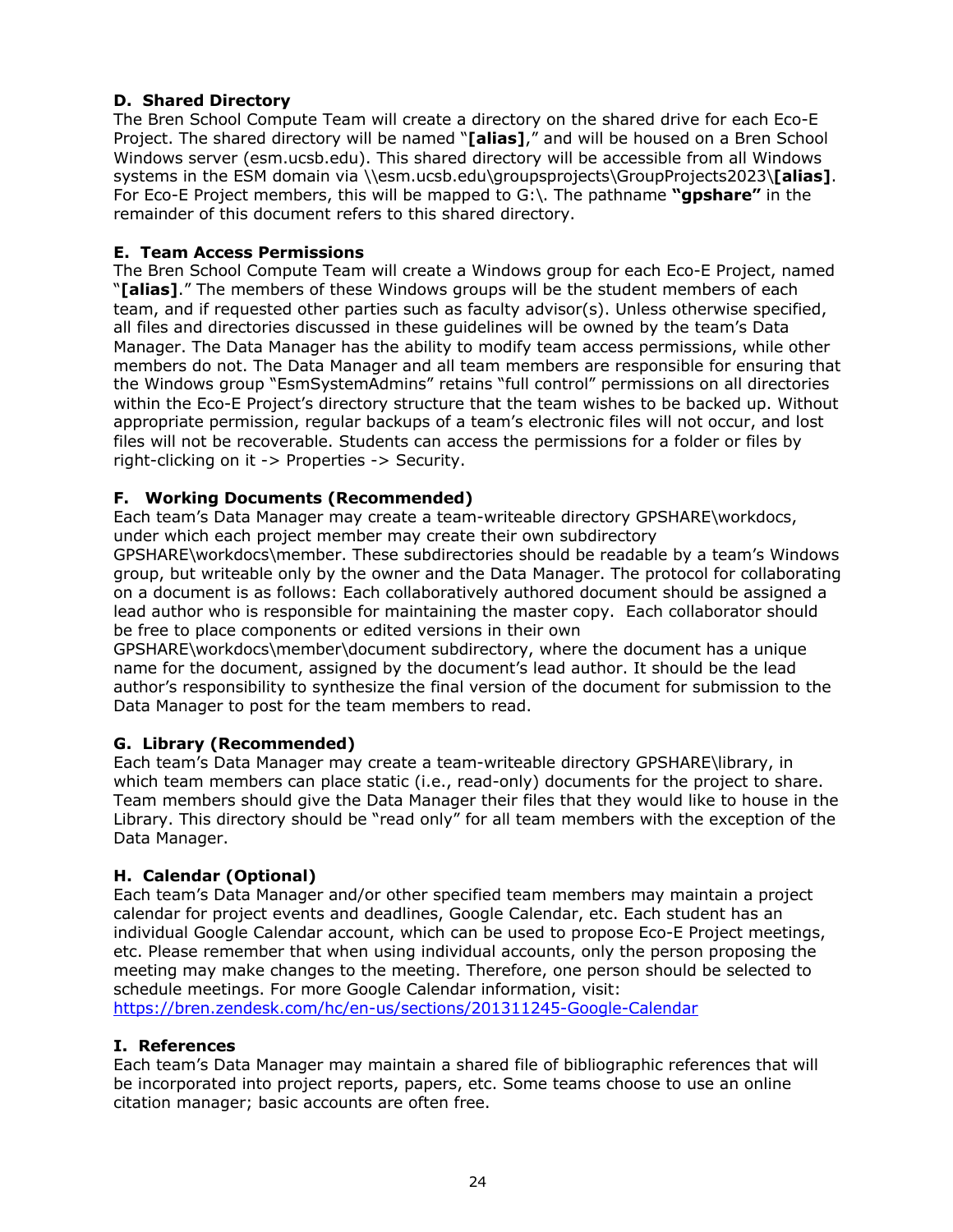### D. Shared Directory

The Bren School Compute Team will create a directory on the shared drive for each Eco-E Project. The shared directory will be named "**[alias]**," and will be housed on a Bren School Windows server (esm.ucsb.edu). This shared directory will be accessible from all Windows systems in the ESM domain via \\esm.ucsb.edu\groupsprojects\GroupProjects2023\**[alias]**. For Eco-E Project members, this will be mapped to G:\. The pathname **"gpshare"** in the remainder of this document refers to this shared directory.

### E. Team Access Permissions

The Bren School Compute Team will create a Windows group for each Eco-E Project, named "**[alias]**." The members of these Windows groups will be the student members of each team, and if requested other parties such as faculty advisor(s). Unless otherwise specified, all files and directories discussed in these guidelines will be owned by the team's Data Manager. The Data Manager has the ability to modify team access permissions, while other members do not. The Data Manager and all team members are responsible for ensuring that the Windows group "EsmSystemAdmins" retains "full control" permissions on all directories within the Eco-E Project's directory structure that the team wishes to be backed up. Without appropriate permission, regular backups of a team's electronic files will not occur, and lost files will not be recoverable. Students can access the permissions for a folder or files by right-clicking on it -> Properties -> Security.

### F. Working Documents (Recommended)

Each team's Data Manager may create a team-writeable directory GPSHARE\workdocs, under which each project member may create their own subdirectory GPSHARE\workdocs\member. These subdirectories should be readable by a team's Windows group, but writeable only by the owner and the Data Manager. The protocol for collaborating on a document is as follows: Each collaboratively authored document should be assigned a lead author who is responsible for maintaining the master copy. Each collaborator should be free to place components or edited versions in their own GPSHARE\workdocs\member\document subdirectory, where the document has a unique name for the document, assigned by the document's lead author. It should be the lead author's responsibility to synthesize the final version of the document for submission to the Data Manager to post for the team members to read.

### G. Library (Recommended)

Each team's Data Manager may create a team-writeable directory GPSHARE\library, in which team members can place static (i.e., read-only) documents for the project to share. Team members should give the Data Manager their files that they would like to house in the Library. This directory should be "read only" for all team members with the exception of the Data Manager.

### H. Calendar (Optional)

Each team's Data Manager and/or other specified team members may maintain a project calendar for project events and deadlines, Google Calendar, etc. Each student has an individual Google Calendar account, which can be used to propose Eco-E Project meetings, etc. Please remember that when using individual accounts, only the person proposing the meeting may make changes to the meeting. Therefore, one person should be selected to schedule meetings. For more Google Calendar information, visit:
https://bren.zendesk.com/hc/en-us/sections/201311245-Google-Calendar

### I. References

Each team's Data Manager may maintain a shared file of bibliographic references that will be incorporated into project reports, papers, etc. Some teams choose to use an online citation manager; basic accounts are often free.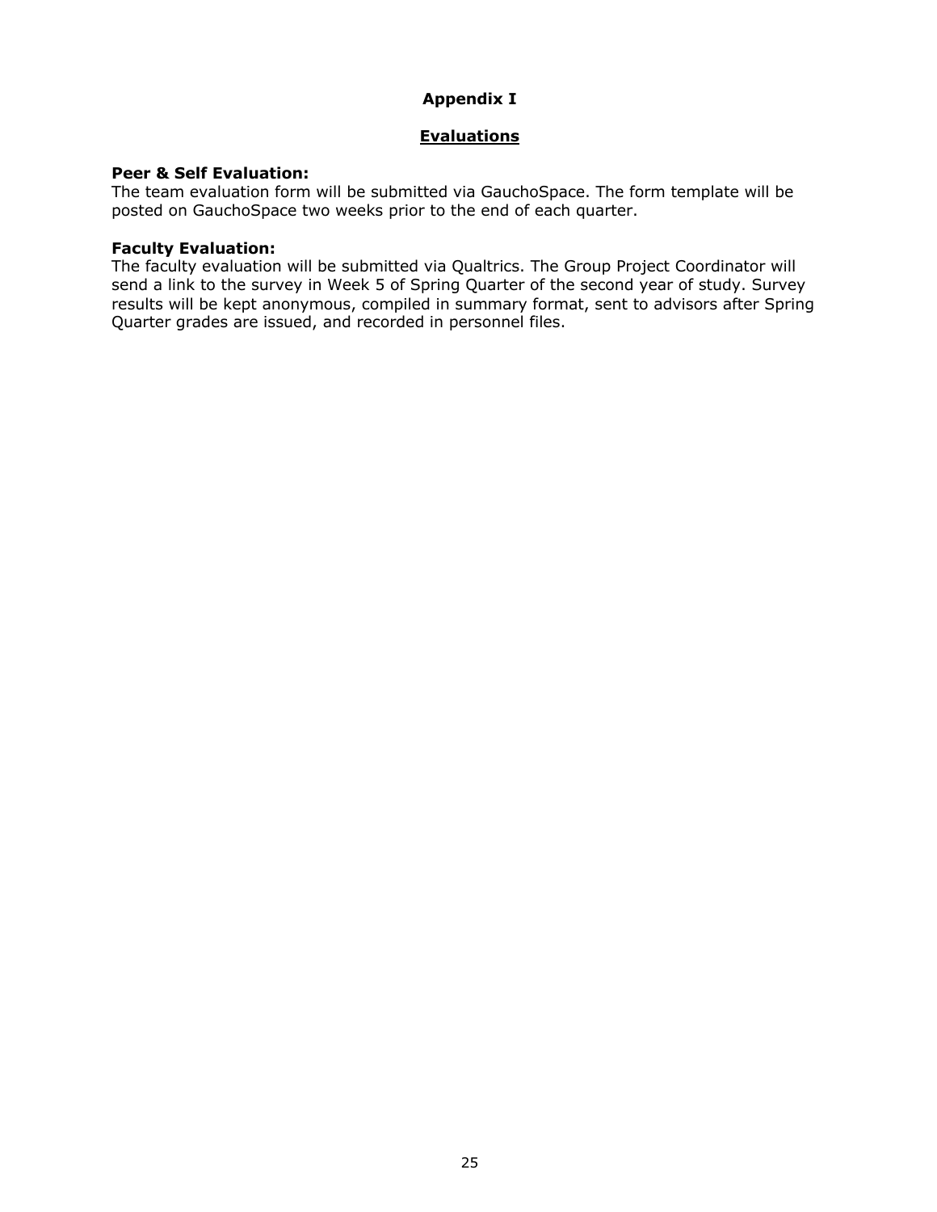# Appendix I

## Evaluations

**Peer & Self Evaluation:**
The team evaluation form will be submitted via GauchoSpace. The form template will be posted on GauchoSpace two weeks prior to the end of each quarter.

**Faculty Evaluation:**
The faculty evaluation will be submitted via Qualtrics. The Group Project Coordinator will send a link to the survey in Week 5 of Spring Quarter of the second year of study. Survey results will be kept anonymous, compiled in summary format, sent to advisors after Spring Quarter grades are issued, and recorded in personnel files.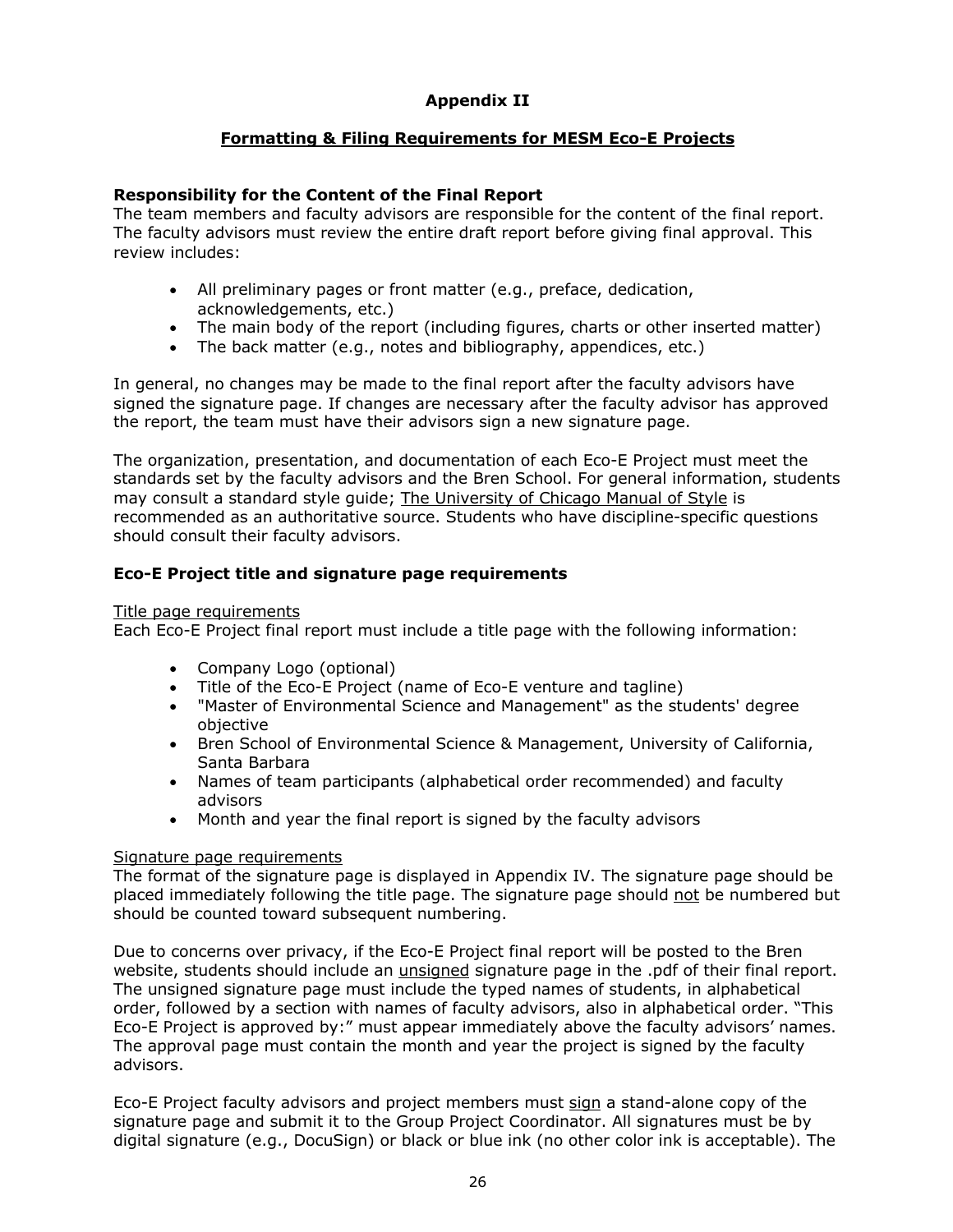## Appendix II

### Formatting & Filing Requirements for MESM Eco-E Projects

**Responsibility for the Content of the Final Report**

The team members and faculty advisors are responsible for the content of the final report. The faculty advisors must review the entire draft report before giving final approval. This review includes:

- All preliminary pages or front matter (e.g., preface, dedication, acknowledgements, etc.)
- The main body of the report (including figures, charts or other inserted matter)
- The back matter (e.g., notes and bibliography, appendices, etc.)

In general, no changes may be made to the final report after the faculty advisors have signed the signature page. If changes are necessary after the faculty advisor has approved the report, the team must have their advisors sign a new signature page.

The organization, presentation, and documentation of each Eco-E Project must meet the standards set by the faculty advisors and the Bren School. For general information, students may consult a standard style guide; The University of Chicago Manual of Style is recommended as an authoritative source. Students who have discipline-specific questions should consult their faculty advisors.

**Eco-E Project title and signature page requirements**

Title page requirements

Each Eco-E Project final report must include a title page with the following information:

- Company Logo (optional)
- Title of the Eco-E Project (name of Eco-E venture and tagline)
- "Master of Environmental Science and Management" as the students' degree objective
- Bren School of Environmental Science & Management, University of California, Santa Barbara
- Names of team participants (alphabetical order recommended) and faculty advisors
- Month and year the final report is signed by the faculty advisors

Signature page requirements

The format of the signature page is displayed in Appendix IV. The signature page should be placed immediately following the title page. The signature page should not be numbered but should be counted toward subsequent numbering.

Due to concerns over privacy, if the Eco-E Project final report will be posted to the Bren website, students should include an unsigned signature page in the .pdf of their final report. The unsigned signature page must include the typed names of students, in alphabetical order, followed by a section with names of faculty advisors, also in alphabetical order. "This Eco-E Project is approved by:" must appear immediately above the faculty advisors' names. The approval page must contain the month and year the project is signed by the faculty advisors.

Eco-E Project faculty advisors and project members must sign a stand-alone copy of the signature page and submit it to the Group Project Coordinator. All signatures must be by digital signature (e.g., DocuSign) or black or blue ink (no other color ink is acceptable). The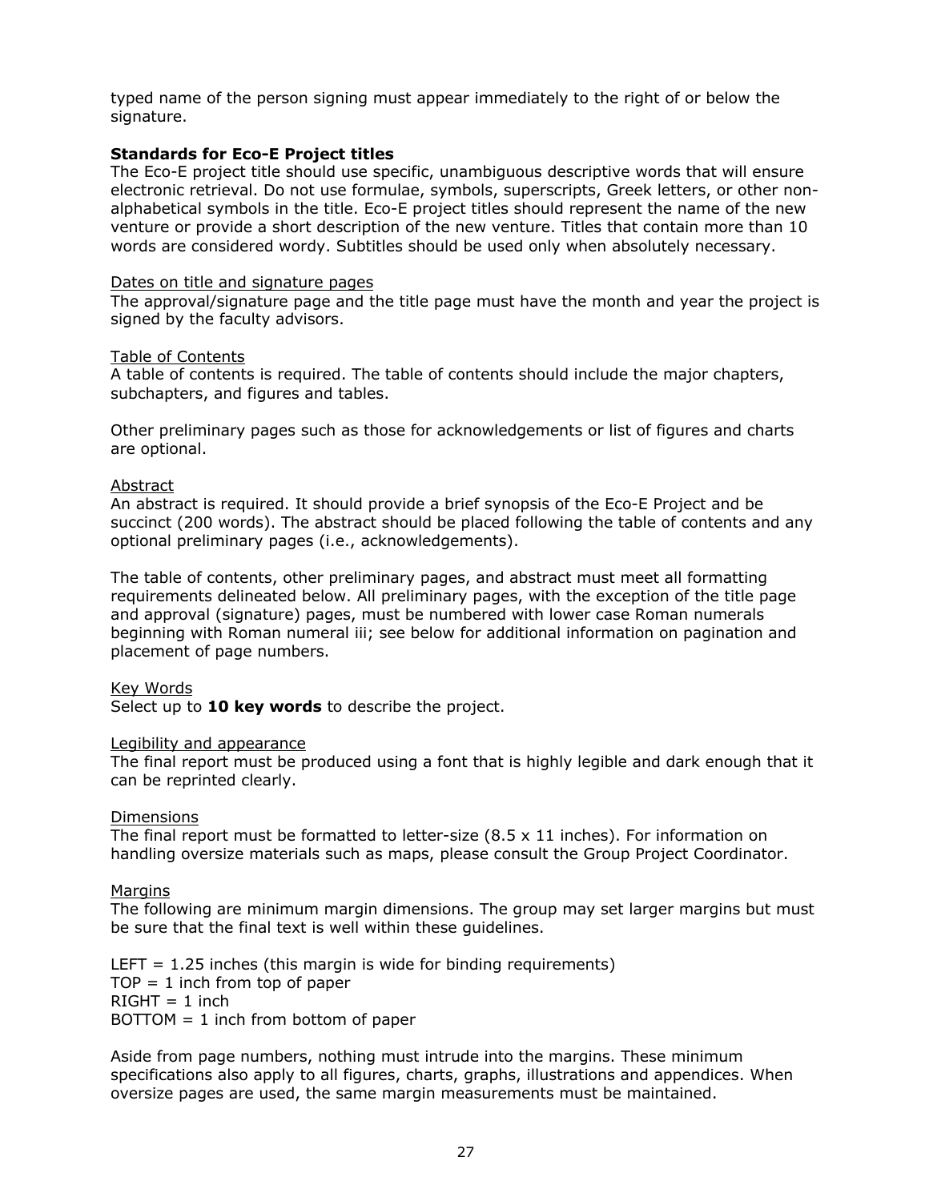typed name of the person signing must appear immediately to the right of or below the signature.

**Standards for Eco-E Project titles**

The Eco-E project title should use specific, unambiguous descriptive words that will ensure electronic retrieval. Do not use formulae, symbols, superscripts, Greek letters, or other non-alphabetical symbols in the title. Eco-E project titles should represent the name of the new venture or provide a short description of the new venture. Titles that contain more than 10 words are considered wordy. Subtitles should be used only when absolutely necessary.

<u>Dates on title and signature pages</u>

The approval/signature page and the title page must have the month and year the project is signed by the faculty advisors.

<u>Table of Contents</u>

A table of contents is required. The table of contents should include the major chapters, subchapters, and figures and tables.

Other preliminary pages such as those for acknowledgements or list of figures and charts are optional.

<u>Abstract</u>

An abstract is required. It should provide a brief synopsis of the Eco-E Project and be succinct (200 words). The abstract should be placed following the table of contents and any optional preliminary pages (i.e., acknowledgements).

The table of contents, other preliminary pages, and abstract must meet all formatting requirements delineated below. All preliminary pages, with the exception of the title page and approval (signature) pages, must be numbered with lower case Roman numerals beginning with Roman numeral iii; see below for additional information on pagination and placement of page numbers.

<u>Key Words</u>

Select up to **10 key words** to describe the project.

<u>Legibility and appearance</u>

The final report must be produced using a font that is highly legible and dark enough that it can be reprinted clearly.

<u>Dimensions</u>

The final report must be formatted to letter-size (8.5 x 11 inches). For information on handling oversize materials such as maps, please consult the Group Project Coordinator.

<u>Margins</u>

The following are minimum margin dimensions. The group may set larger margins but must be sure that the final text is well within these guidelines.

LEFT = 1.25 inches (this margin is wide for binding requirements)
TOP = 1 inch from top of paper
RIGHT = 1 inch
BOTTOM = 1 inch from bottom of paper

Aside from page numbers, nothing must intrude into the margins. These minimum specifications also apply to all figures, charts, graphs, illustrations and appendices. When oversize pages are used, the same margin measurements must be maintained.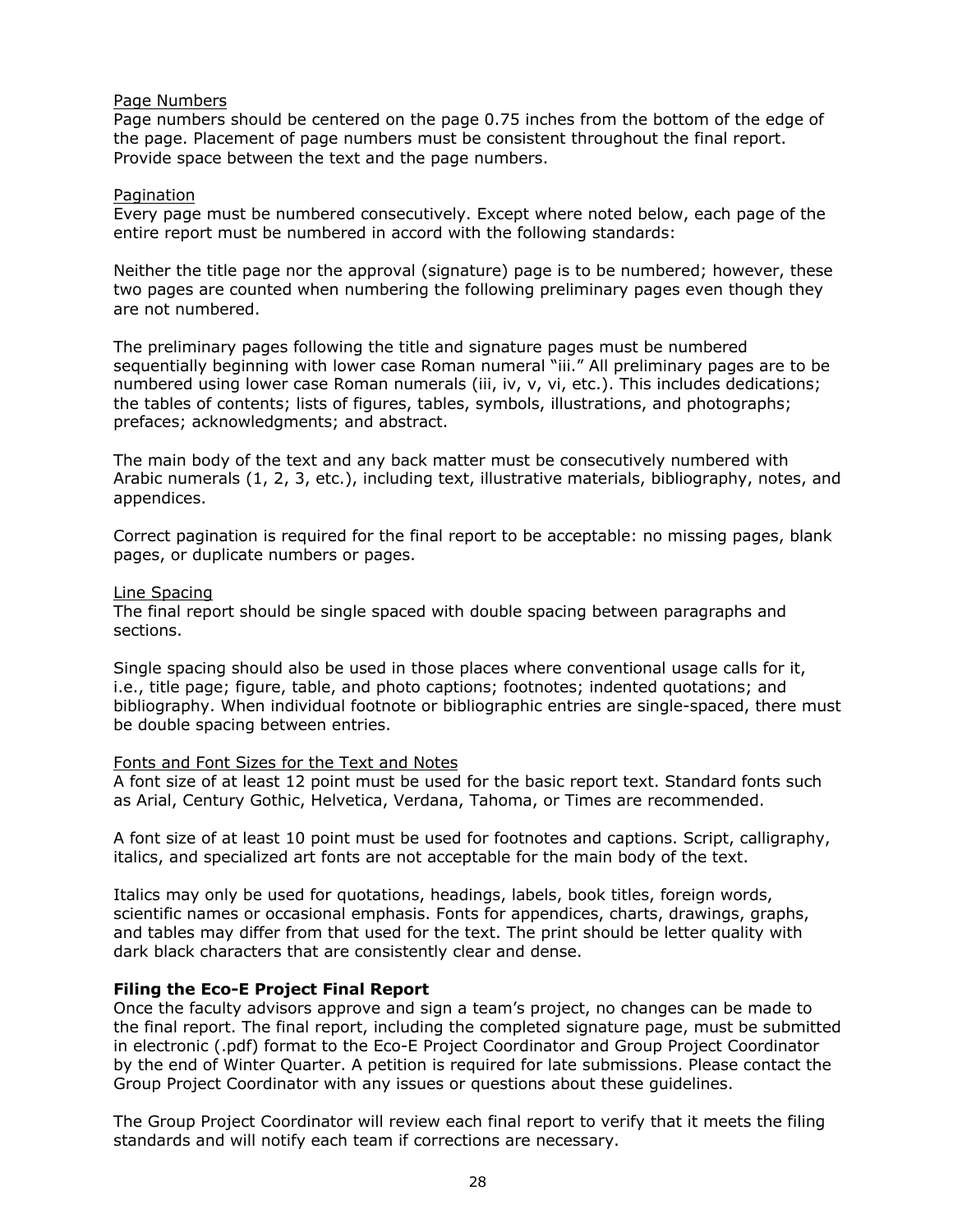Page Numbers

Page numbers should be centered on the page 0.75 inches from the bottom of the edge of the page. Placement of page numbers must be consistent throughout the final report. Provide space between the text and the page numbers.

Pagination

Every page must be numbered consecutively. Except where noted below, each page of the entire report must be numbered in accord with the following standards:

Neither the title page nor the approval (signature) page is to be numbered; however, these two pages are counted when numbering the following preliminary pages even though they are not numbered.

The preliminary pages following the title and signature pages must be numbered sequentially beginning with lower case Roman numeral "iii." All preliminary pages are to be numbered using lower case Roman numerals (iii, iv, v, vi, etc.). This includes dedications; the tables of contents; lists of figures, tables, symbols, illustrations, and photographs; prefaces; acknowledgments; and abstract.

The main body of the text and any back matter must be consecutively numbered with Arabic numerals (1, 2, 3, etc.), including text, illustrative materials, bibliography, notes, and appendices.

Correct pagination is required for the final report to be acceptable: no missing pages, blank pages, or duplicate numbers or pages.

Line Spacing

The final report should be single spaced with double spacing between paragraphs and sections.

Single spacing should also be used in those places where conventional usage calls for it, i.e., title page; figure, table, and photo captions; footnotes; indented quotations; and bibliography. When individual footnote or bibliographic entries are single-spaced, there must be double spacing between entries.

Fonts and Font Sizes for the Text and Notes

A font size of at least 12 point must be used for the basic report text. Standard fonts such as Arial, Century Gothic, Helvetica, Verdana, Tahoma, or Times are recommended.

A font size of at least 10 point must be used for footnotes and captions. Script, calligraphy, italics, and specialized art fonts are not acceptable for the main body of the text.

Italics may only be used for quotations, headings, labels, book titles, foreign words, scientific names or occasional emphasis. Fonts for appendices, charts, drawings, graphs, and tables may differ from that used for the text. The print should be letter quality with dark black characters that are consistently clear and dense.

**Filing the Eco-E Project Final Report**

Once the faculty advisors approve and sign a team's project, no changes can be made to the final report. The final report, including the completed signature page, must be submitted in electronic (.pdf) format to the Eco-E Project Coordinator and Group Project Coordinator by the end of Winter Quarter. A petition is required for late submissions. Please contact the Group Project Coordinator with any issues or questions about these guidelines.

The Group Project Coordinator will review each final report to verify that it meets the filing standards and will notify each team if corrections are necessary.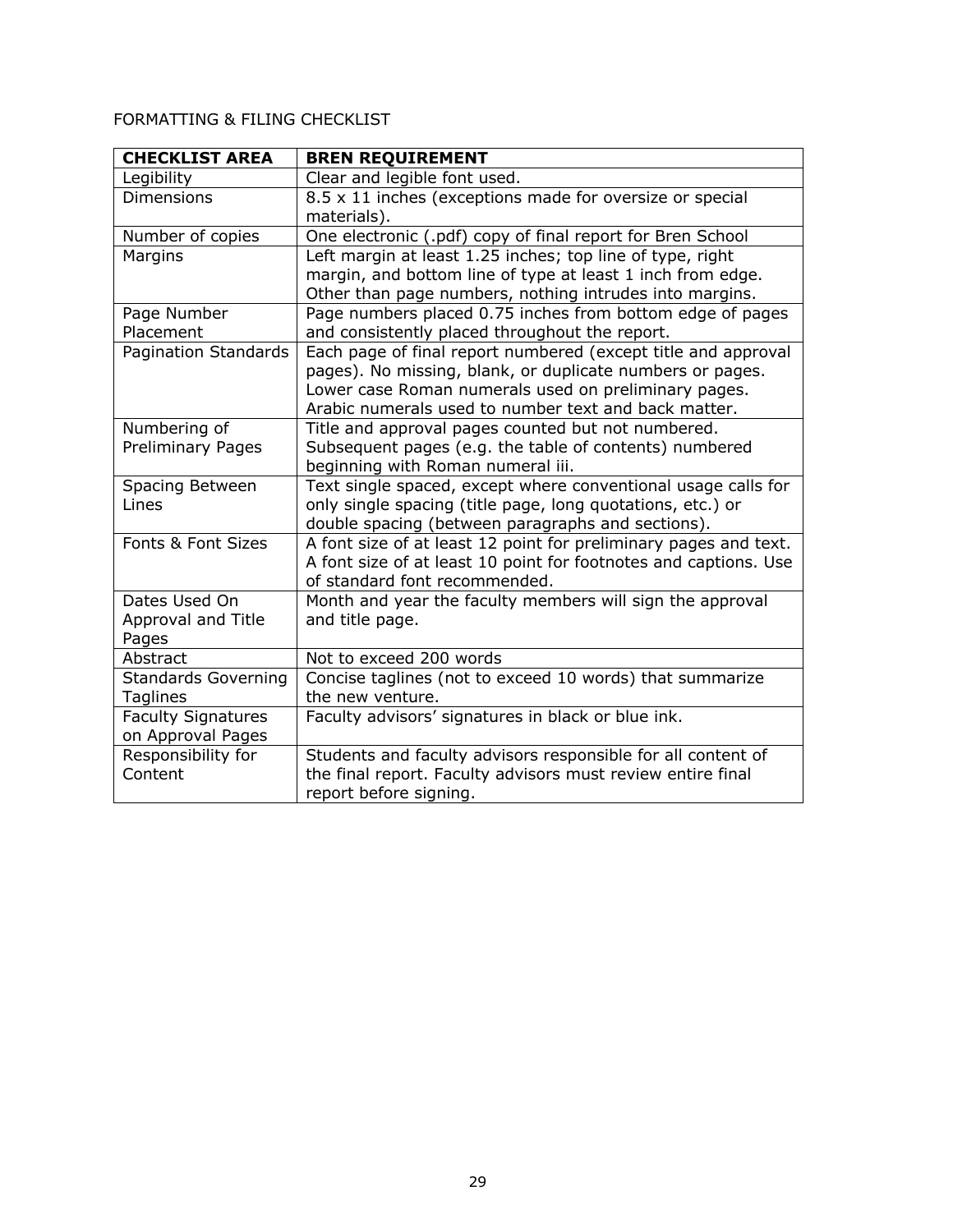FORMATTING & FILING CHECKLIST

| **CHECKLIST AREA** | **BREN REQUIREMENT** |
| --- | --- |
| Legibility | Clear and legible font used. |
| Dimensions | 8.5 x 11 inches (exceptions made for oversize or special materials). |
| Number of copies | One electronic (.pdf) copy of final report for Bren School |
| Margins | Left margin at least 1.25 inches; top line of type, right margin, and bottom line of type at least 1 inch from edge. Other than page numbers, nothing intrudes into margins. |
| Page Number Placement | Page numbers placed 0.75 inches from bottom edge of pages and consistently placed throughout the report. |
| Pagination Standards | Each page of final report numbered (except title and approval pages). No missing, blank, or duplicate numbers or pages. Lower case Roman numerals used on preliminary pages. Arabic numerals used to number text and back matter. |
| Numbering of Preliminary Pages | Title and approval pages counted but not numbered. Subsequent pages (e.g. the table of contents) numbered beginning with Roman numeral iii. |
| Spacing Between Lines | Text single spaced, except where conventional usage calls for only single spacing (title page, long quotations, etc.) or double spacing (between paragraphs and sections). |
| Fonts & Font Sizes | A font size of at least 12 point for preliminary pages and text. A font size of at least 10 point for footnotes and captions. Use of standard font recommended. |
| Dates Used On Approval and Title Pages | Month and year the faculty members will sign the approval and title page. |
| Abstract | Not to exceed 200 words |
| Standards Governing Taglines | Concise taglines (not to exceed 10 words) that summarize the new venture. |
| Faculty Signatures on Approval Pages | Faculty advisors' signatures in black or blue ink. |
| Responsibility for Content | Students and faculty advisors responsible for all content of the final report. Faculty advisors must review entire final report before signing. |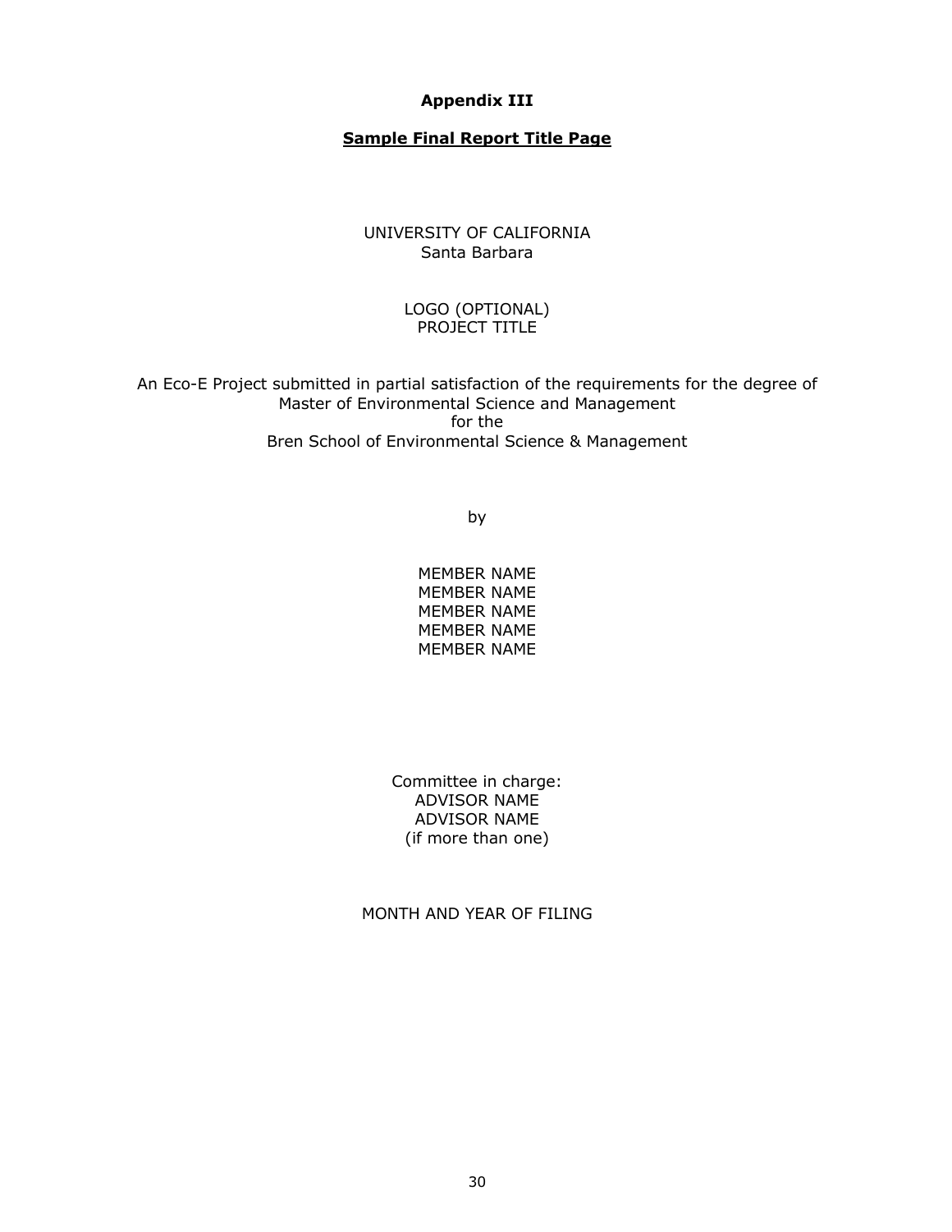**Appendix III**

**Sample Final Report Title Page**

UNIVERSITY OF CALIFORNIA
Santa Barbara

LOGO (OPTIONAL)
PROJECT TITLE

An Eco-E Project submitted in partial satisfaction of the requirements for the degree of
Master of Environmental Science and Management
for the
Bren School of Environmental Science & Management

by

MEMBER NAME
MEMBER NAME
MEMBER NAME
MEMBER NAME
MEMBER NAME

Committee in charge:
ADVISOR NAME
ADVISOR NAME
(if more than one)

MONTH AND YEAR OF FILING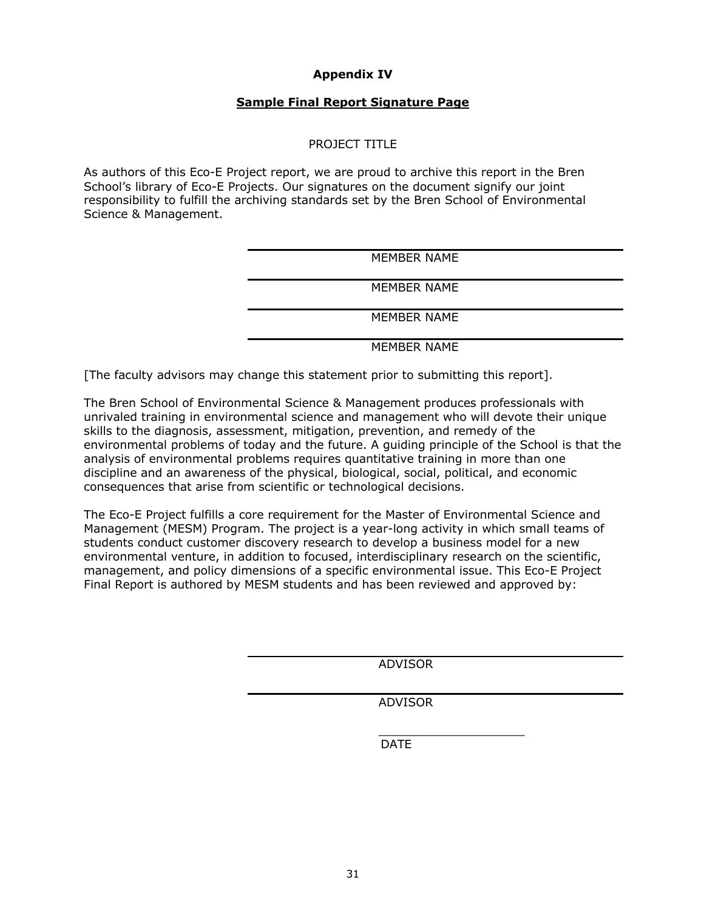**Appendix IV**

**Sample Final Report Signature Page**

PROJECT TITLE

As authors of this Eco-E Project report, we are proud to archive this report in the Bren School's library of Eco-E Projects. Our signatures on the document signify our joint responsibility to fulfill the archiving standards set by the Bren School of Environmental Science & Management.

______________________________
MEMBER NAME

______________________________
MEMBER NAME

______________________________
MEMBER NAME

______________________________
MEMBER NAME

[The faculty advisors may change this statement prior to submitting this report].

The Bren School of Environmental Science & Management produces professionals with unrivaled training in environmental science and management who will devote their unique skills to the diagnosis, assessment, mitigation, prevention, and remedy of the environmental problems of today and the future. A guiding principle of the School is that the analysis of environmental problems requires quantitative training in more than one discipline and an awareness of the physical, biological, social, political, and economic consequences that arise from scientific or technological decisions.

The Eco-E Project fulfills a core requirement for the Master of Environmental Science and Management (MESM) Program. The project is a year-long activity in which small teams of students conduct customer discovery research to develop a business model for a new environmental venture, in addition to focused, interdisciplinary research on the scientific, management, and policy dimensions of a specific environmental issue. This Eco-E Project Final Report is authored by MESM students and has been reviewed and approved by:

______________________________
ADVISOR

______________________________
ADVISOR

____________________
DATE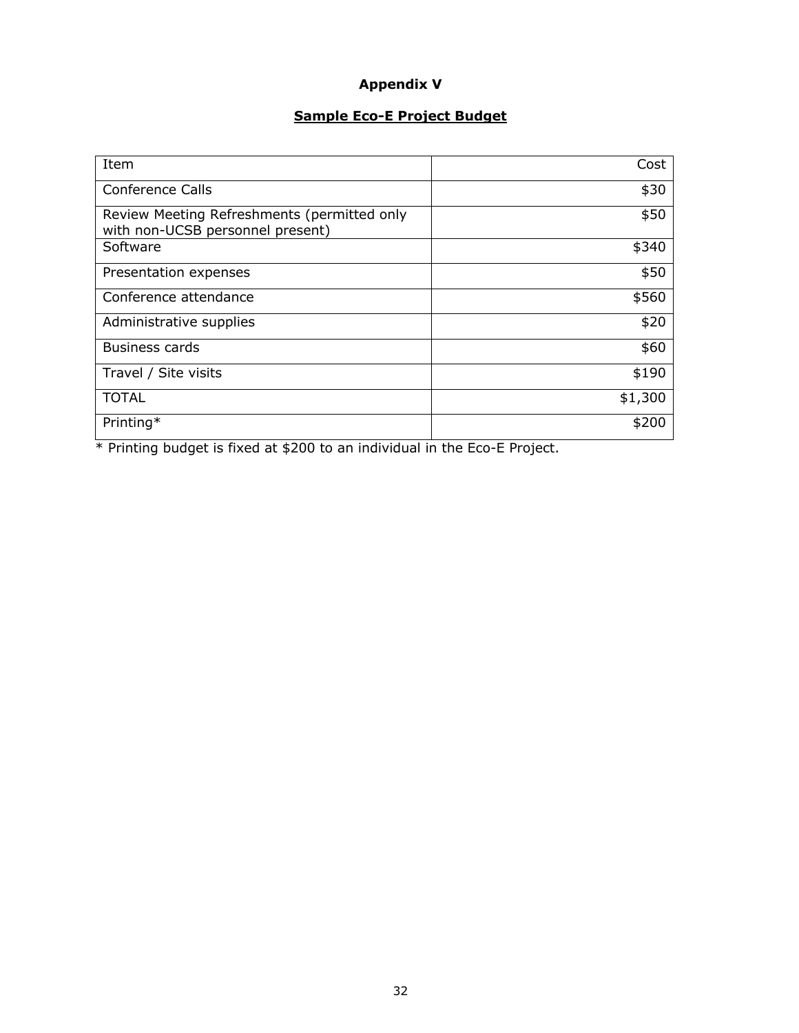## Appendix V

## Sample Eco-E Project Budget

| Item | Cost |
|---|---|
| Conference Calls | $30 |
| Review Meeting Refreshments (permitted only with non-UCSB personnel present) | $50 |
| Software | $340 |
| Presentation expenses | $50 |
| Conference attendance | $560 |
| Administrative supplies | $20 |
| Business cards | $60 |
| Travel / Site visits | $190 |
| TOTAL | $1,300 |
| Printing* | $200 |

* Printing budget is fixed at $200 to an individual in the Eco-E Project.